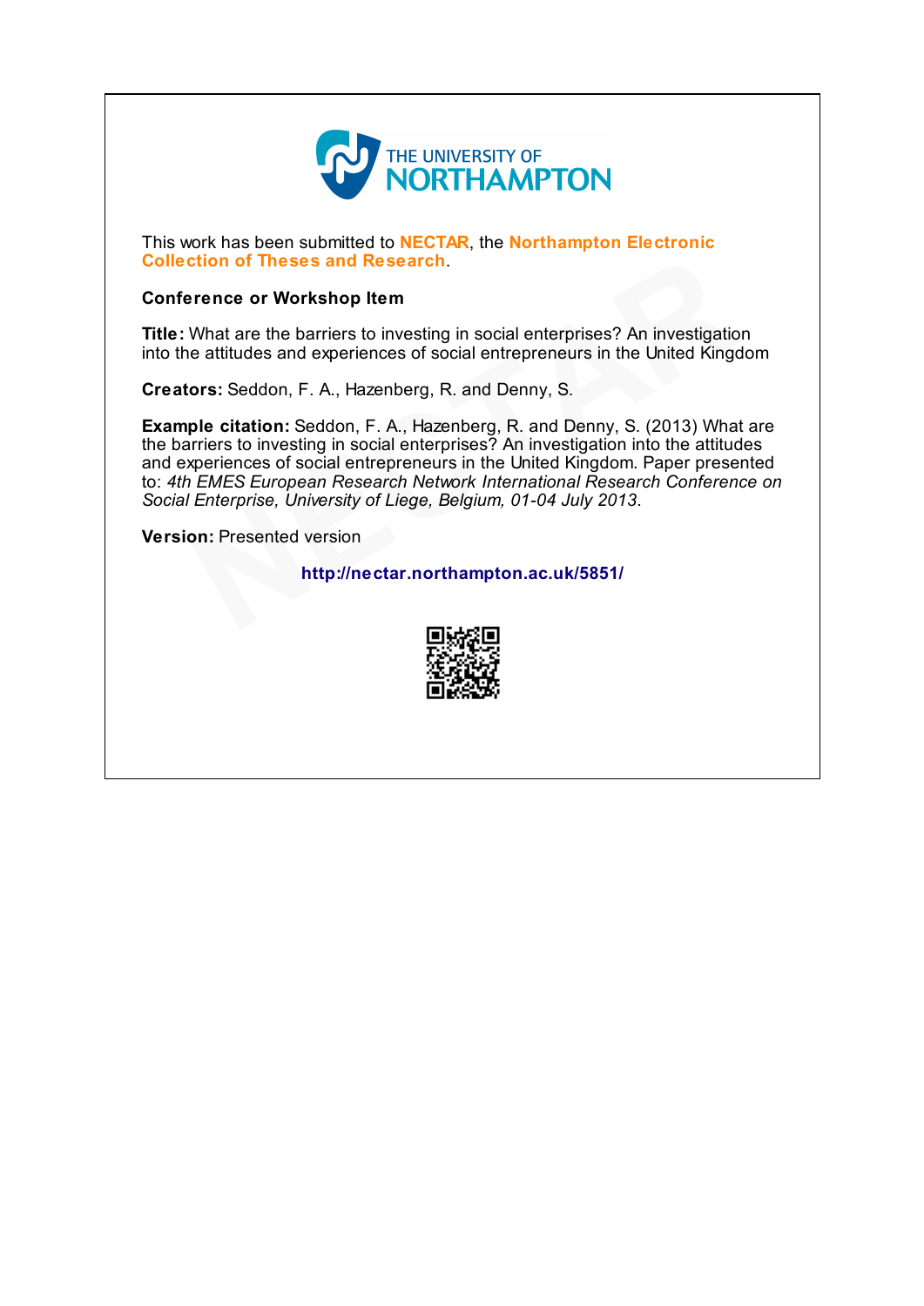This work has been submitted to **NECTAR**, the **Northampton Electronic Collection of Theses and Research**.

**Conference or Workshop Item**

**Title:** What are the barriers to investing in social enterprises? An investigation into the attitudes and experiences of social entrepreneurs in the United Kingdom

**Creators:** Seddon, F. A., Hazenberg, R. and Denny, S.

**Example citation:** Seddon, F. A., Hazenberg, R. and Denny, S. (2013) What are the barriers to investing in social enterprises? An investigation into the attitudes and experiences of social entrepreneurs in the United Kingdom. Paper presented to: *4th EMES European Research Network International Research Conference on Social Enterprise, University of Liege, Belgium, 01-04 July 2013*.

**Version:** Presented version

**http://nectar.northampton.ac.uk/5851/**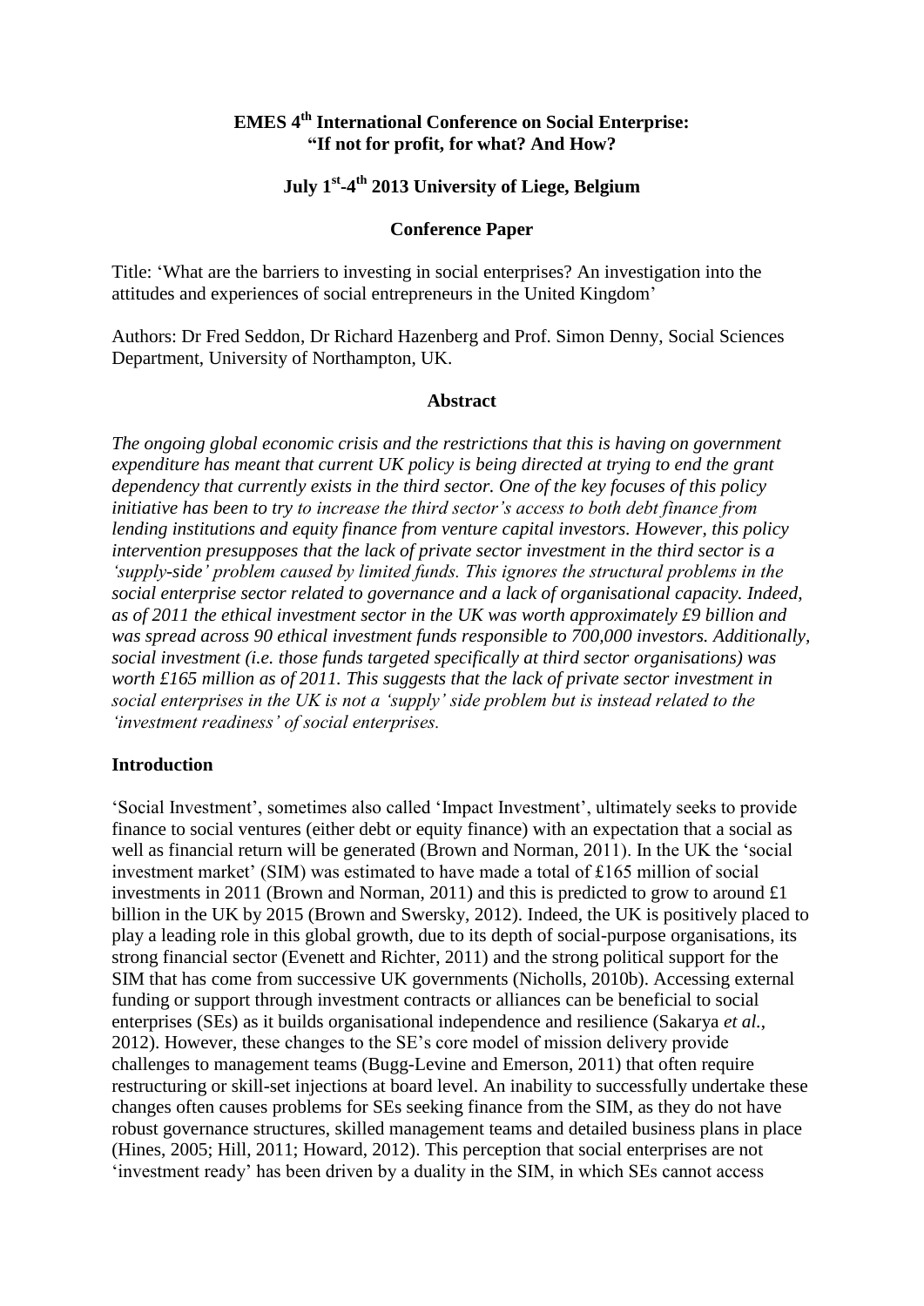**EMES 4th International Conference on Social Enterprise: "If not for profit, for what? And How?**

**July 1st-4th 2013 University of Liege, Belgium**

**Conference Paper**

Title: 'What are the barriers to investing in social enterprises? An investigation into the attitudes and experiences of social entrepreneurs in the United Kingdom'

Authors: Dr Fred Seddon, Dr Richard Hazenberg and Prof. Simon Denny, Social Sciences Department, University of Northampton, UK.

## Abstract

*The ongoing global economic crisis and the restrictions that this is having on government expenditure has meant that current UK policy is being directed at trying to end the grant dependency that currently exists in the third sector. One of the key focuses of this policy initiative has been to try to increase the third sector's access to both debt finance from lending institutions and equity finance from venture capital investors. However, this policy intervention presupposes that the lack of private sector investment in the third sector is a 'supply-side' problem caused by limited funds. This ignores the structural problems in the social enterprise sector related to governance and a lack of organisational capacity. Indeed, as of 2011 the ethical investment sector in the UK was worth approximately £9 billion and was spread across 90 ethical investment funds responsible to 700,000 investors. Additionally, social investment (i.e. those funds targeted specifically at third sector organisations) was worth £165 million as of 2011. This suggests that the lack of private sector investment in social enterprises in the UK is not a 'supply' side problem but is instead related to the 'investment readiness' of social enterprises.*

## Introduction

'Social Investment', sometimes also called 'Impact Investment', ultimately seeks to provide finance to social ventures (either debt or equity finance) with an expectation that a social as well as financial return will be generated (Brown and Norman, 2011). In the UK the 'social investment market' (SIM) was estimated to have made a total of £165 million of social investments in 2011 (Brown and Norman, 2011) and this is predicted to grow to around £1 billion in the UK by 2015 (Brown and Swersky, 2012). Indeed, the UK is positively placed to play a leading role in this global growth, due to its depth of social-purpose organisations, its strong financial sector (Evenett and Richter, 2011) and the strong political support for the SIM that has come from successive UK governments (Nicholls, 2010b). Accessing external funding or support through investment contracts or alliances can be beneficial to social enterprises (SEs) as it builds organisational independence and resilience (Sakarya *et al.*, 2012). However, these changes to the SE's core model of mission delivery provide challenges to management teams (Bugg-Levine and Emerson, 2011) that often require restructuring or skill-set injections at board level. An inability to successfully undertake these changes often causes problems for SEs seeking finance from the SIM, as they do not have robust governance structures, skilled management teams and detailed business plans in place (Hines, 2005; Hill, 2011; Howard, 2012). This perception that social enterprises are not 'investment ready' has been driven by a duality in the SIM, in which SEs cannot access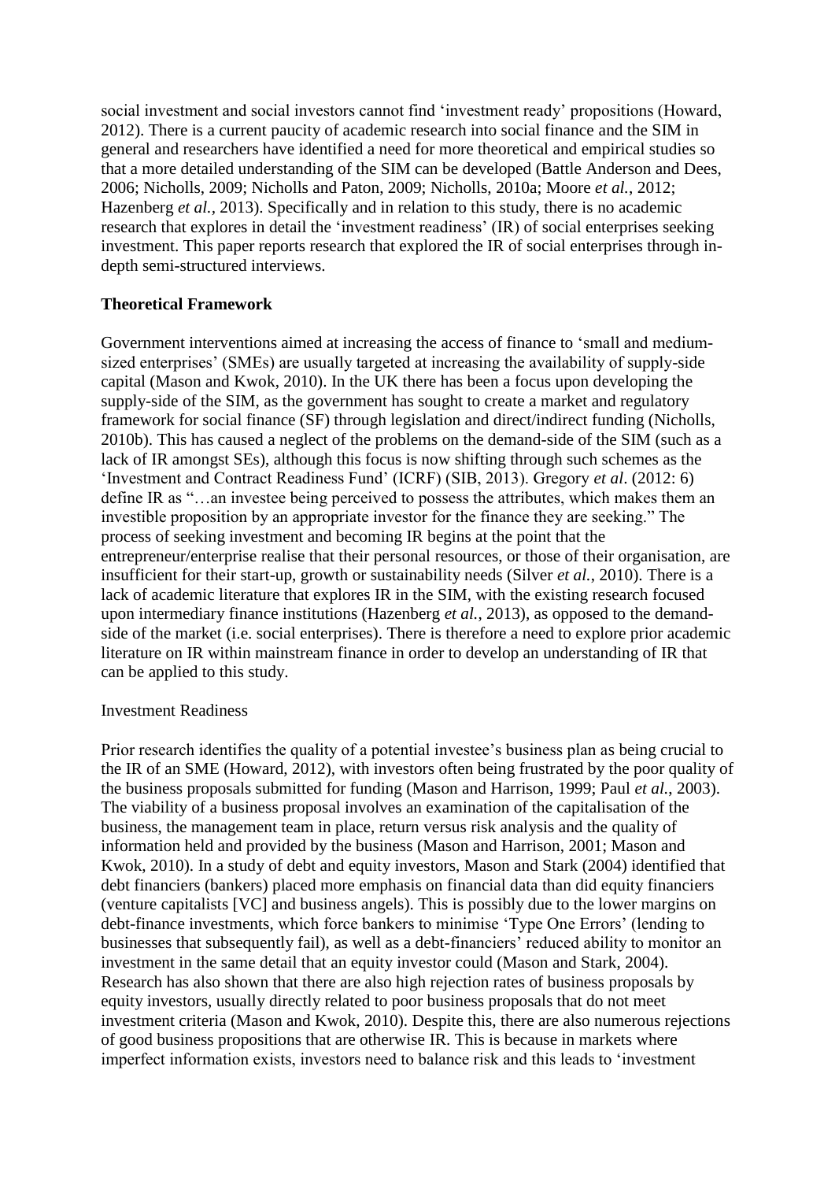social investment and social investors cannot find 'investment ready' propositions (Howard, 2012). There is a current paucity of academic research into social finance and the SIM in general and researchers have identified a need for more theoretical and empirical studies so that a more detailed understanding of the SIM can be developed (Battle Anderson and Dees, 2006; Nicholls, 2009; Nicholls and Paton, 2009; Nicholls, 2010a; Moore *et al.*, 2012; Hazenberg *et al.*, 2013). Specifically and in relation to this study, there is no academic research that explores in detail the 'investment readiness' (IR) of social enterprises seeking investment. This paper reports research that explored the IR of social enterprises through in-depth semi-structured interviews.

## Theoretical Framework

Government interventions aimed at increasing the access of finance to 'small and medium-sized enterprises' (SMEs) are usually targeted at increasing the availability of supply-side capital (Mason and Kwok, 2010). In the UK there has been a focus upon developing the supply-side of the SIM, as the government has sought to create a market and regulatory framework for social finance (SF) through legislation and direct/indirect funding (Nicholls, 2010b). This has caused a neglect of the problems on the demand-side of the SIM (such as a lack of IR amongst SEs), although this focus is now shifting through such schemes as the 'Investment and Contract Readiness Fund' (ICRF) (SIB, 2013). Gregory *et al*. (2012: 6) define IR as "…an investee being perceived to possess the attributes, which makes them an investible proposition by an appropriate investor for the finance they are seeking." The process of seeking investment and becoming IR begins at the point that the entrepreneur/enterprise realise that their personal resources, or those of their organisation, are insufficient for their start-up, growth or sustainability needs (Silver *et al.*, 2010). There is a lack of academic literature that explores IR in the SIM, with the existing research focused upon intermediary finance institutions (Hazenberg *et al.*, 2013), as opposed to the demand-side of the market (i.e. social enterprises). There is therefore a need to explore prior academic literature on IR within mainstream finance in order to develop an understanding of IR that can be applied to this study.

### Investment Readiness

Prior research identifies the quality of a potential investee's business plan as being crucial to the IR of an SME (Howard, 2012), with investors often being frustrated by the poor quality of the business proposals submitted for funding (Mason and Harrison, 1999; Paul *et al.*, 2003). The viability of a business proposal involves an examination of the capitalisation of the business, the management team in place, return versus risk analysis and the quality of information held and provided by the business (Mason and Harrison, 2001; Mason and Kwok, 2010). In a study of debt and equity investors, Mason and Stark (2004) identified that debt financiers (bankers) placed more emphasis on financial data than did equity financiers (venture capitalists [VC] and business angels). This is possibly due to the lower margins on debt-finance investments, which force bankers to minimise 'Type One Errors' (lending to businesses that subsequently fail), as well as a debt-financiers' reduced ability to monitor an investment in the same detail that an equity investor could (Mason and Stark, 2004). Research has also shown that there are also high rejection rates of business proposals by equity investors, usually directly related to poor business proposals that do not meet investment criteria (Mason and Kwok, 2010). Despite this, there are also numerous rejections of good business propositions that are otherwise IR. This is because in markets where imperfect information exists, investors need to balance risk and this leads to 'investment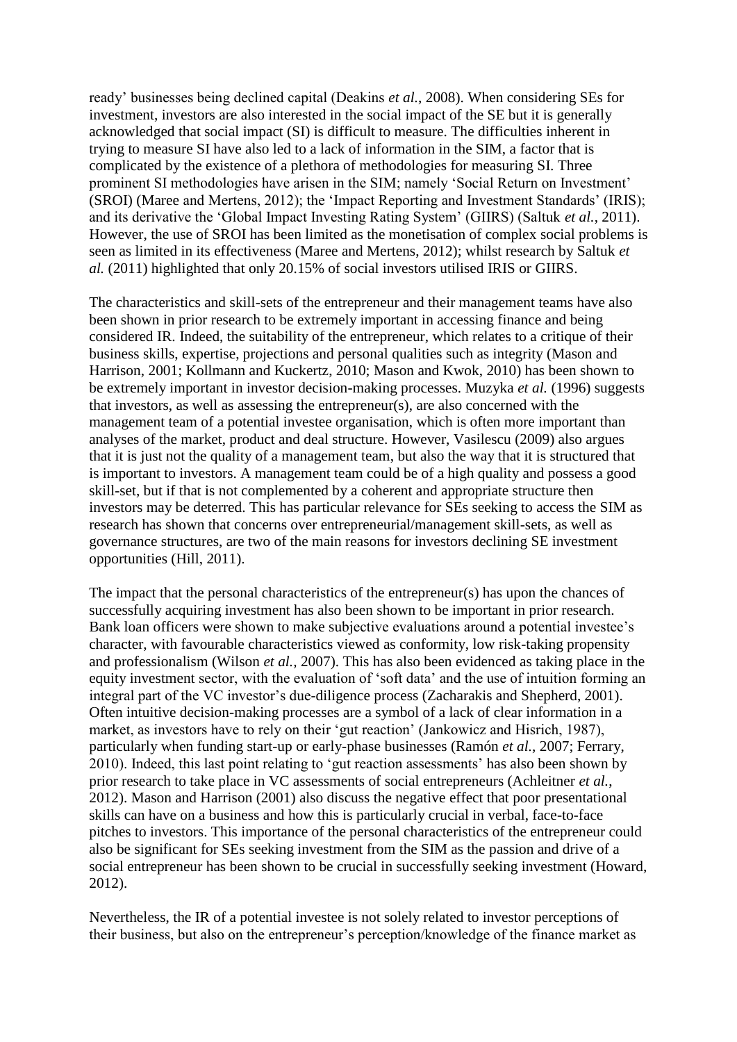ready' businesses being declined capital (Deakins *et al.*, 2008). When considering SEs for investment, investors are also interested in the social impact of the SE but it is generally acknowledged that social impact (SI) is difficult to measure. The difficulties inherent in trying to measure SI have also led to a lack of information in the SIM, a factor that is complicated by the existence of a plethora of methodologies for measuring SI. Three prominent SI methodologies have arisen in the SIM; namely 'Social Return on Investment' (SROI) (Maree and Mertens, 2012); the 'Impact Reporting and Investment Standards' (IRIS); and its derivative the 'Global Impact Investing Rating System' (GIIRS) (Saltuk *et al.*, 2011). However, the use of SROI has been limited as the monetisation of complex social problems is seen as limited in its effectiveness (Maree and Mertens, 2012); whilst research by Saltuk *et al.* (2011) highlighted that only 20.15% of social investors utilised IRIS or GIIRS.

The characteristics and skill-sets of the entrepreneur and their management teams have also been shown in prior research to be extremely important in accessing finance and being considered IR. Indeed, the suitability of the entrepreneur, which relates to a critique of their business skills, expertise, projections and personal qualities such as integrity (Mason and Harrison, 2001; Kollmann and Kuckertz, 2010; Mason and Kwok, 2010) has been shown to be extremely important in investor decision-making processes. Muzyka *et al.* (1996) suggests that investors, as well as assessing the entrepreneur(s), are also concerned with the management team of a potential investee organisation, which is often more important than analyses of the market, product and deal structure. However, Vasilescu (2009) also argues that it is just not the quality of a management team, but also the way that it is structured that is important to investors. A management team could be of a high quality and possess a good skill-set, but if that is not complemented by a coherent and appropriate structure then investors may be deterred. This has particular relevance for SEs seeking to access the SIM as research has shown that concerns over entrepreneurial/management skill-sets, as well as governance structures, are two of the main reasons for investors declining SE investment opportunities (Hill, 2011).

The impact that the personal characteristics of the entrepreneur(s) has upon the chances of successfully acquiring investment has also been shown to be important in prior research. Bank loan officers were shown to make subjective evaluations around a potential investee's character, with favourable characteristics viewed as conformity, low risk-taking propensity and professionalism (Wilson *et al.*, 2007). This has also been evidenced as taking place in the equity investment sector, with the evaluation of 'soft data' and the use of intuition forming an integral part of the VC investor's due-diligence process (Zacharakis and Shepherd, 2001). Often intuitive decision-making processes are a symbol of a lack of clear information in a market, as investors have to rely on their 'gut reaction' (Jankowicz and Hisrich, 1987), particularly when funding start-up or early-phase businesses (Ramón *et al.*, 2007; Ferrary, 2010). Indeed, this last point relating to 'gut reaction assessments' has also been shown by prior research to take place in VC assessments of social entrepreneurs (Achleitner *et al.*, 2012). Mason and Harrison (2001) also discuss the negative effect that poor presentational skills can have on a business and how this is particularly crucial in verbal, face-to-face pitches to investors. This importance of the personal characteristics of the entrepreneur could also be significant for SEs seeking investment from the SIM as the passion and drive of a social entrepreneur has been shown to be crucial in successfully seeking investment (Howard, 2012).

Nevertheless, the IR of a potential investee is not solely related to investor perceptions of their business, but also on the entrepreneur's perception/knowledge of the finance market as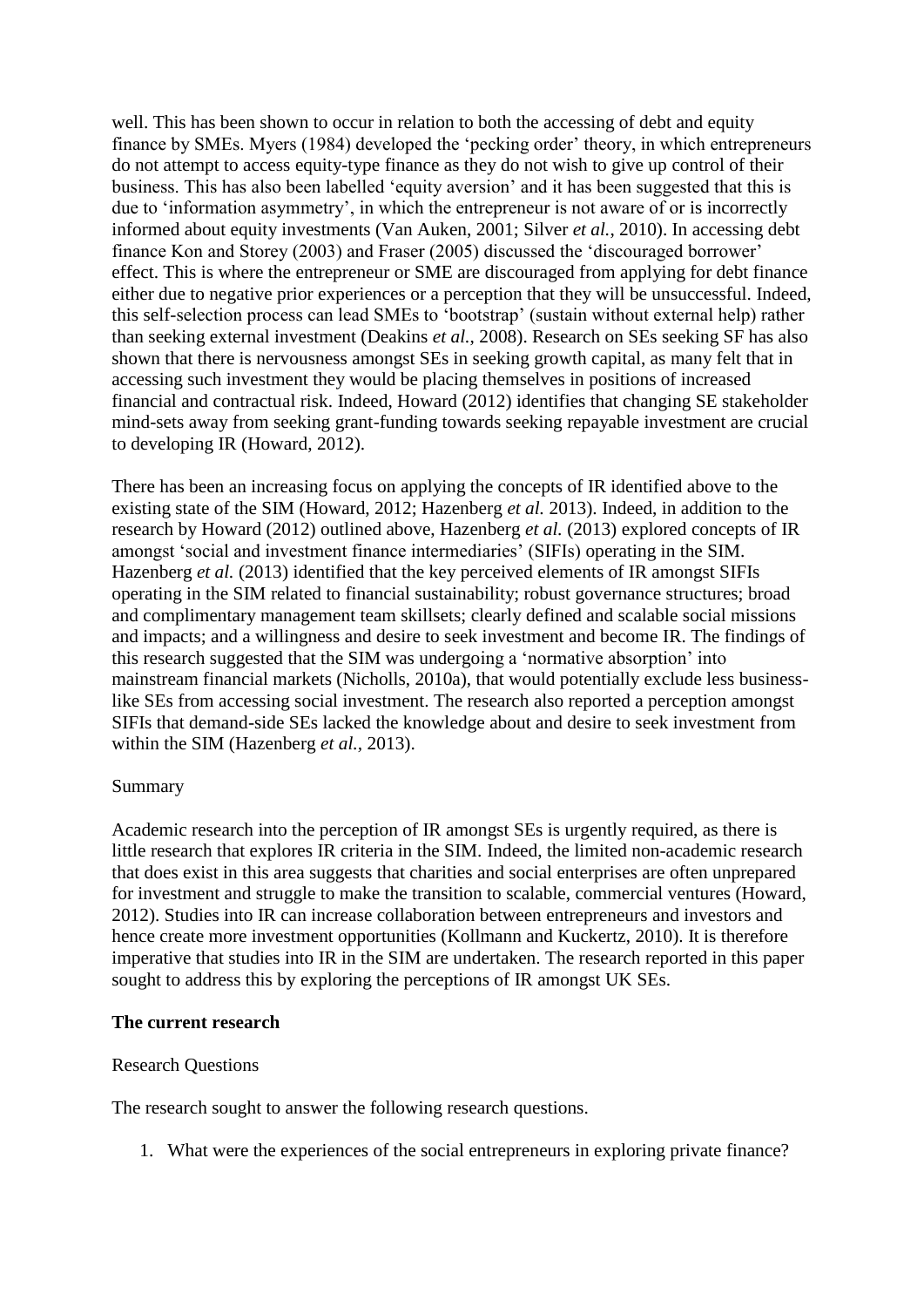well. This has been shown to occur in relation to both the accessing of debt and equity finance by SMEs. Myers (1984) developed the 'pecking order' theory, in which entrepreneurs do not attempt to access equity-type finance as they do not wish to give up control of their business. This has also been labelled 'equity aversion' and it has been suggested that this is due to 'information asymmetry', in which the entrepreneur is not aware of or is incorrectly informed about equity investments (Van Auken, 2001; Silver *et al.*, 2010). In accessing debt finance Kon and Storey (2003) and Fraser (2005) discussed the 'discouraged borrower' effect. This is where the entrepreneur or SME are discouraged from applying for debt finance either due to negative prior experiences or a perception that they will be unsuccessful. Indeed, this self-selection process can lead SMEs to 'bootstrap' (sustain without external help) rather than seeking external investment (Deakins *et al.*, 2008). Research on SEs seeking SF has also shown that there is nervousness amongst SEs in seeking growth capital, as many felt that in accessing such investment they would be placing themselves in positions of increased financial and contractual risk. Indeed, Howard (2012) identifies that changing SE stakeholder mind-sets away from seeking grant-funding towards seeking repayable investment are crucial to developing IR (Howard, 2012).

There has been an increasing focus on applying the concepts of IR identified above to the existing state of the SIM (Howard, 2012; Hazenberg *et al.* 2013). Indeed, in addition to the research by Howard (2012) outlined above, Hazenberg *et al.* (2013) explored concepts of IR amongst 'social and investment finance intermediaries' (SIFIs) operating in the SIM. Hazenberg *et al.* (2013) identified that the key perceived elements of IR amongst SIFIs operating in the SIM related to financial sustainability; robust governance structures; broad and complimentary management team skillsets; clearly defined and scalable social missions and impacts; and a willingness and desire to seek investment and become IR. The findings of this research suggested that the SIM was undergoing a 'normative absorption' into mainstream financial markets (Nicholls, 2010a), that would potentially exclude less business-like SEs from accessing social investment. The research also reported a perception amongst SIFIs that demand-side SEs lacked the knowledge about and desire to seek investment from within the SIM (Hazenberg *et al.*, 2013).

Summary

Academic research into the perception of IR amongst SEs is urgently required, as there is little research that explores IR criteria in the SIM. Indeed, the limited non-academic research that does exist in this area suggests that charities and social enterprises are often unprepared for investment and struggle to make the transition to scalable, commercial ventures (Howard, 2012). Studies into IR can increase collaboration between entrepreneurs and investors and hence create more investment opportunities (Kollmann and Kuckertz, 2010). It is therefore imperative that studies into IR in the SIM are undertaken. The research reported in this paper sought to address this by exploring the perceptions of IR amongst UK SEs.

**The current research**

Research Questions

The research sought to answer the following research questions.

1. What were the experiences of the social entrepreneurs in exploring private finance?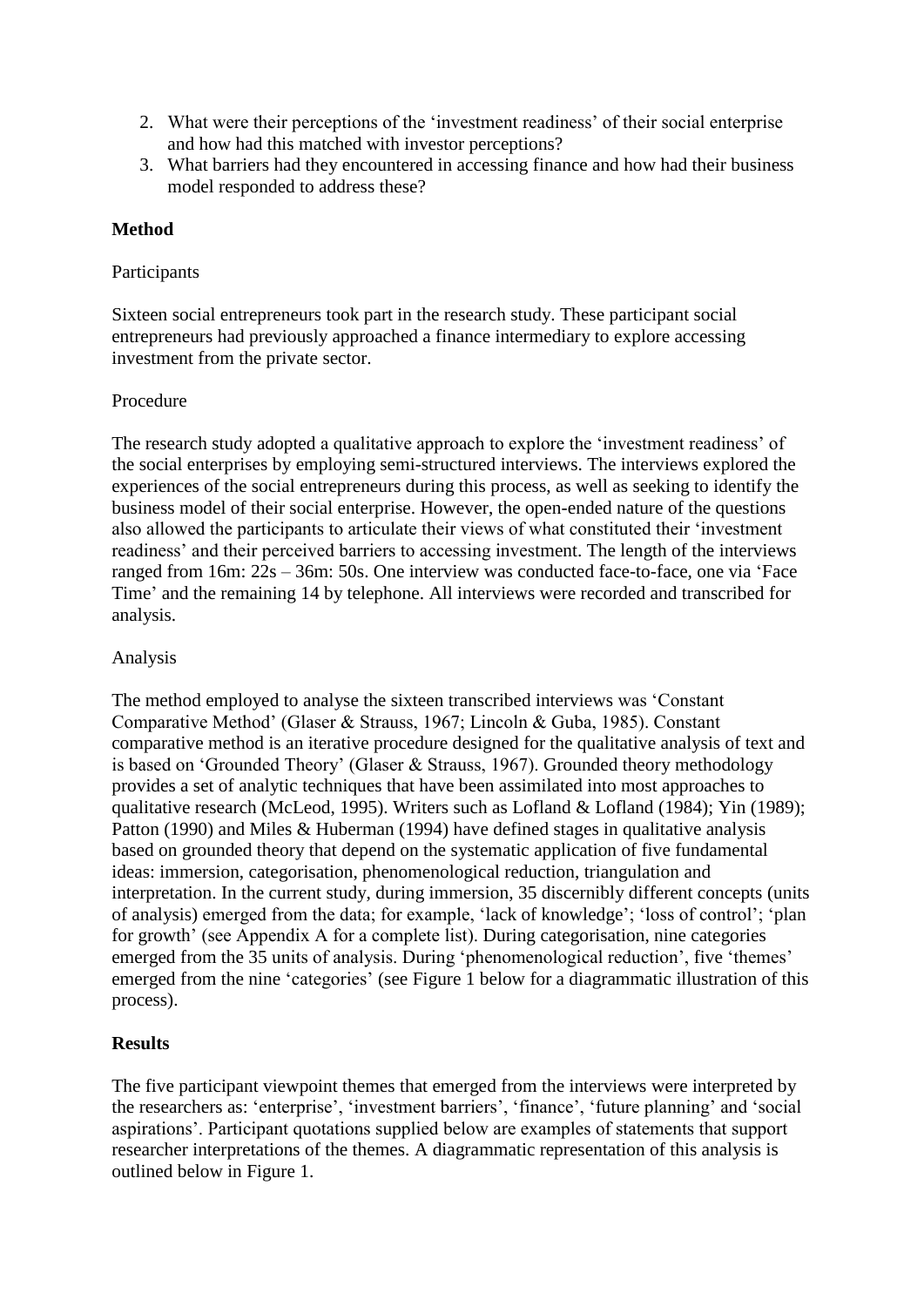2. What were their perceptions of the 'investment readiness' of their social enterprise and how had this matched with investor perceptions?
3. What barriers had they encountered in accessing finance and how had their business model responded to address these?

**Method**

Participants

Sixteen social entrepreneurs took part in the research study. These participant social entrepreneurs had previously approached a finance intermediary to explore accessing investment from the private sector.

Procedure

The research study adopted a qualitative approach to explore the 'investment readiness' of the social enterprises by employing semi-structured interviews. The interviews explored the experiences of the social entrepreneurs during this process, as well as seeking to identify the business model of their social enterprise. However, the open-ended nature of the questions also allowed the participants to articulate their views of what constituted their 'investment readiness' and their perceived barriers to accessing investment. The length of the interviews ranged from 16m: 22s – 36m: 50s. One interview was conducted face-to-face, one via 'Face Time' and the remaining 14 by telephone. All interviews were recorded and transcribed for analysis.

Analysis

The method employed to analyse the sixteen transcribed interviews was 'Constant Comparative Method' (Glaser & Strauss, 1967; Lincoln & Guba, 1985). Constant comparative method is an iterative procedure designed for the qualitative analysis of text and is based on 'Grounded Theory' (Glaser & Strauss, 1967). Grounded theory methodology provides a set of analytic techniques that have been assimilated into most approaches to qualitative research (McLeod, 1995). Writers such as Lofland & Lofland (1984); Yin (1989); Patton (1990) and Miles & Huberman (1994) have defined stages in qualitative analysis based on grounded theory that depend on the systematic application of five fundamental ideas: immersion, categorisation, phenomenological reduction, triangulation and interpretation. In the current study, during immersion, 35 discernibly different concepts (units of analysis) emerged from the data; for example, 'lack of knowledge'; 'loss of control'; 'plan for growth' (see Appendix A for a complete list). During categorisation, nine categories emerged from the 35 units of analysis. During 'phenomenological reduction', five 'themes' emerged from the nine 'categories' (see Figure 1 below for a diagrammatic illustration of this process).

**Results**

The five participant viewpoint themes that emerged from the interviews were interpreted by the researchers as: 'enterprise', 'investment barriers', 'finance', 'future planning' and 'social aspirations'. Participant quotations supplied below are examples of statements that support researcher interpretations of the themes. A diagrammatic representation of this analysis is outlined below in Figure 1.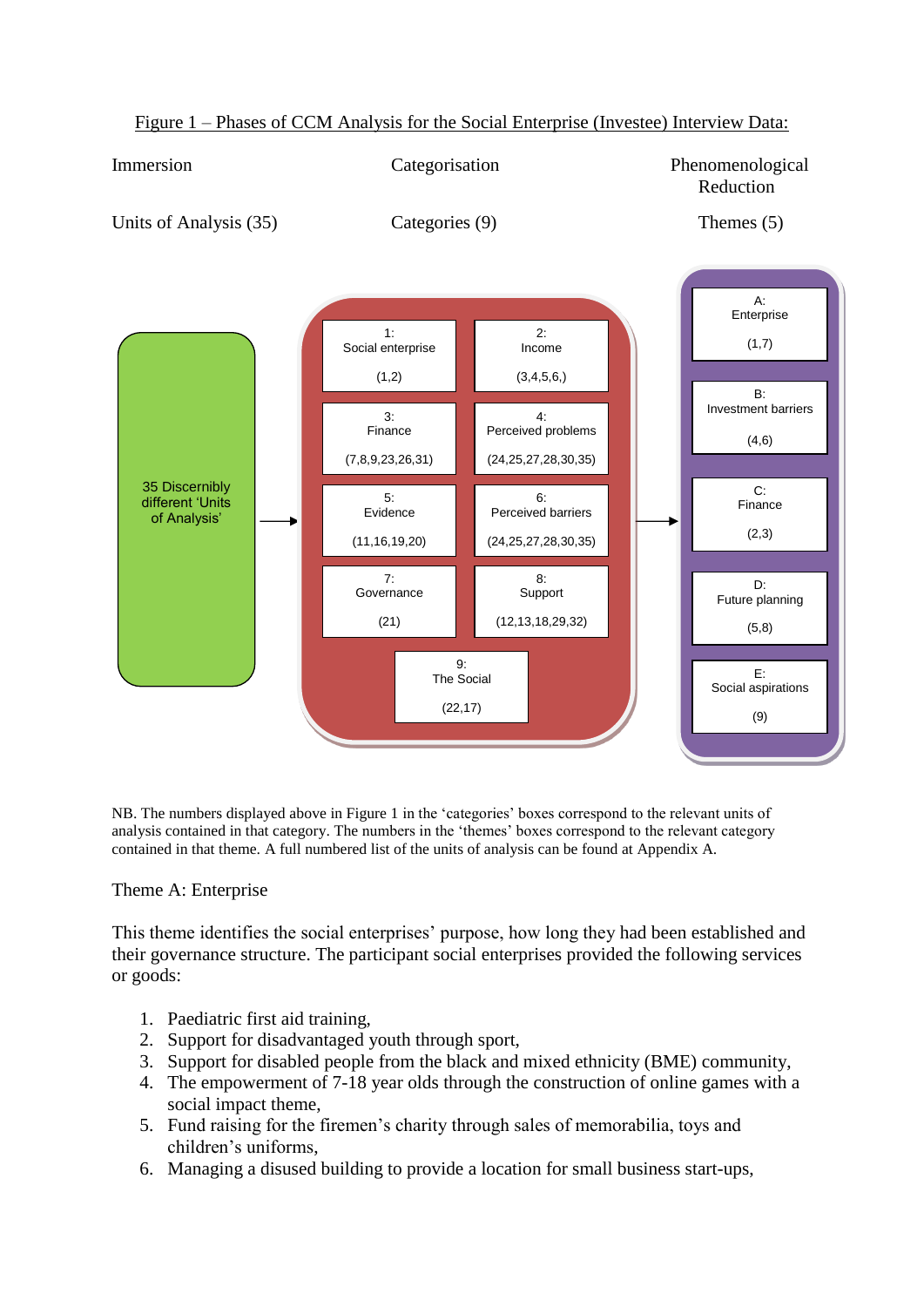Figure 1 – Phases of CCM Analysis for the Social Enterprise (Investee) Interview Data:

| Immersion | Categorisation | Phenomenological Reduction |
|---|---|---|
| Units of Analysis (35) | Categories (9) | Themes (5) |

35 Discernibly different 'Units of Analysis' →

| Category | Units of analysis |
|---|---|
| 1: Social enterprise | (1,2) |
| 2: Income | (3,4,5,6,) |
| 3: Finance | (7,8,9,23,26,31) |
| 4: Perceived problems | (24,25,27,28,30,35) |
| 5: Evidence | (11,16,19,20) |
| 6: Perceived barriers | (24,25,27,28,30,35) |
| 7: Governance | (21) |
| 8: Support | (12,13,18,29,32) |
| 9: The Social | (22,17) |

→

| Theme | Categories |
|---|---|
| A: Enterprise | (1,7) |
| B: Investment barriers | (4,6) |
| C: Finance | (2,3) |
| D: Future planning | (5,8) |
| E: Social aspirations | (9) |

NB. The numbers displayed above in Figure 1 in the 'categories' boxes correspond to the relevant units of analysis contained in that category. The numbers in the 'themes' boxes correspond to the relevant category contained in that theme. A full numbered list of the units of analysis can be found at Appendix A.

## Theme A: Enterprise

This theme identifies the social enterprises' purpose, how long they had been established and their governance structure. The participant social enterprises provided the following services or goods:

1. Paediatric first aid training,
2. Support for disadvantaged youth through sport,
3. Support for disabled people from the black and mixed ethnicity (BME) community,
4. The empowerment of 7-18 year olds through the construction of online games with a social impact theme,
5. Fund raising for the firemen's charity through sales of memorabilia, toys and children's uniforms,
6. Managing a disused building to provide a location for small business start-ups,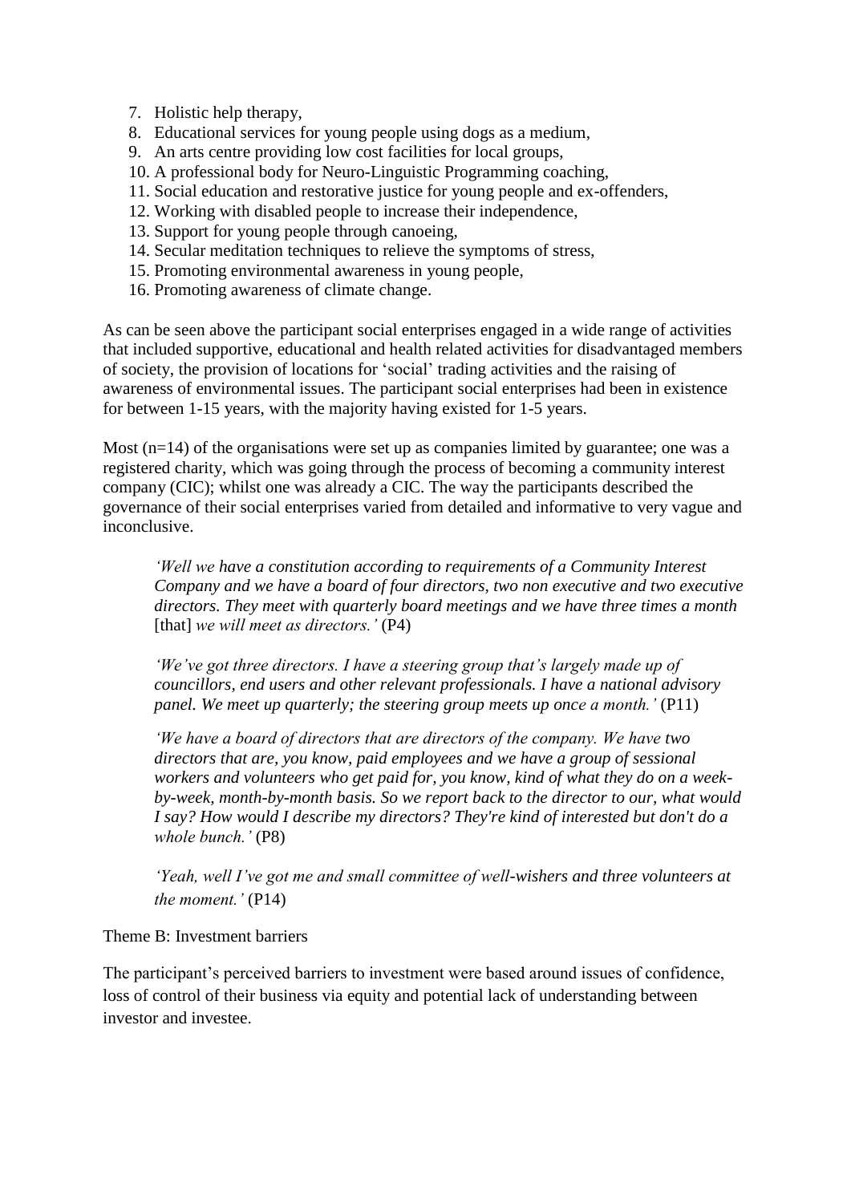7. Holistic help therapy,
8. Educational services for young people using dogs as a medium,
9. An arts centre providing low cost facilities for local groups,
10. A professional body for Neuro-Linguistic Programming coaching,
11. Social education and restorative justice for young people and ex-offenders,
12. Working with disabled people to increase their independence,
13. Support for young people through canoeing,
14. Secular meditation techniques to relieve the symptoms of stress,
15. Promoting environmental awareness in young people,
16. Promoting awareness of climate change.

As can be seen above the participant social enterprises engaged in a wide range of activities that included supportive, educational and health related activities for disadvantaged members of society, the provision of locations for 'social' trading activities and the raising of awareness of environmental issues. The participant social enterprises had been in existence for between 1-15 years, with the majority having existed for 1-5 years.

Most (n=14) of the organisations were set up as companies limited by guarantee; one was a registered charity, which was going through the process of becoming a community interest company (CIC); whilst one was already a CIC. The way the participants described the governance of their social enterprises varied from detailed and informative to very vague and inconclusive.

> *'Well we have a constitution according to requirements of a Community Interest Company and we have a board of four directors, two non executive and two executive directors. They meet with quarterly board meetings and we have three times a month* [that] *we will meet as directors.'* (P4)

> *'We've got three directors. I have a steering group that's largely made up of councillors, end users and other relevant professionals. I have a national advisory panel. We meet up quarterly; the steering group meets up once a month.'* (P11)

> *'We have a board of directors that are directors of the company. We have two directors that are, you know, paid employees and we have a group of sessional workers and volunteers who get paid for, you know, kind of what they do on a week-by-week, month-by-month basis. So we report back to the director to our, what would I say? How would I describe my directors? They're kind of interested but don't do a whole bunch.'* (P8)

> *'Yeah, well I've got me and small committee of well-wishers and three volunteers at the moment.'* (P14)

Theme B: Investment barriers

The participant's perceived barriers to investment were based around issues of confidence, loss of control of their business via equity and potential lack of understanding between investor and investee.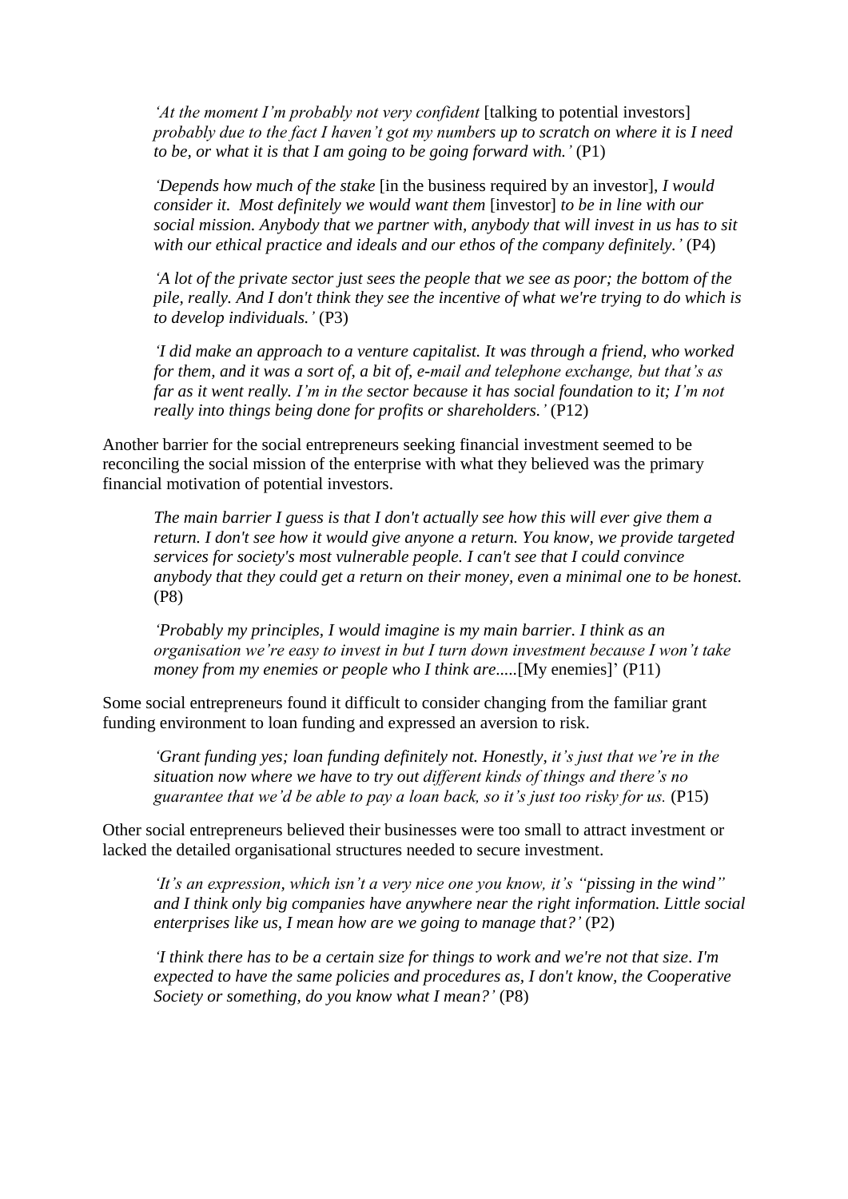> *'At the moment I'm probably not very confident* [talking to potential investors] *probably due to the fact I haven't got my numbers up to scratch on where it is I need to be, or what it is that I am going to be going forward with.'* (P1)

> *'Depends how much of the stake* [in the business required by an investor], *I would consider it. Most definitely we would want them* [investor] *to be in line with our social mission. Anybody that we partner with, anybody that will invest in us has to sit with our ethical practice and ideals and our ethos of the company definitely.'* (P4)

> *'A lot of the private sector just sees the people that we see as poor; the bottom of the pile, really. And I don't think they see the incentive of what we're trying to do which is to develop individuals.'* (P3)

> *'I did make an approach to a venture capitalist. It was through a friend, who worked for them, and it was a sort of, a bit of, e-mail and telephone exchange, but that's as far as it went really. I'm in the sector because it has social foundation to it; I'm not really into things being done for profits or shareholders.'* (P12)

Another barrier for the social entrepreneurs seeking financial investment seemed to be reconciling the social mission of the enterprise with what they believed was the primary financial motivation of potential investors.

> *The main barrier I guess is that I don't actually see how this will ever give them a return. I don't see how it would give anyone a return. You know, we provide targeted services for society's most vulnerable people. I can't see that I could convince anybody that they could get a return on their money, even a minimal one to be honest.* (P8)

> *'Probably my principles, I would imagine is my main barrier. I think as an organisation we're easy to invest in but I turn down investment because I won't take money from my enemies or people who I think are.....*[My enemies]' (P11)

Some social entrepreneurs found it difficult to consider changing from the familiar grant funding environment to loan funding and expressed an aversion to risk.

> *'Grant funding yes; loan funding definitely not. Honestly, it's just that we're in the situation now where we have to try out different kinds of things and there's no guarantee that we'd be able to pay a loan back, so it's just too risky for us.* (P15)

Other social entrepreneurs believed their businesses were too small to attract investment or lacked the detailed organisational structures needed to secure investment.

> *'It's an expression, which isn't a very nice one you know, it's "pissing in the wind" and I think only big companies have anywhere near the right information. Little social enterprises like us, I mean how are we going to manage that?'* (P2)

> *'I think there has to be a certain size for things to work and we're not that size. I'm expected to have the same policies and procedures as, I don't know, the Cooperative Society or something, do you know what I mean?'* (P8)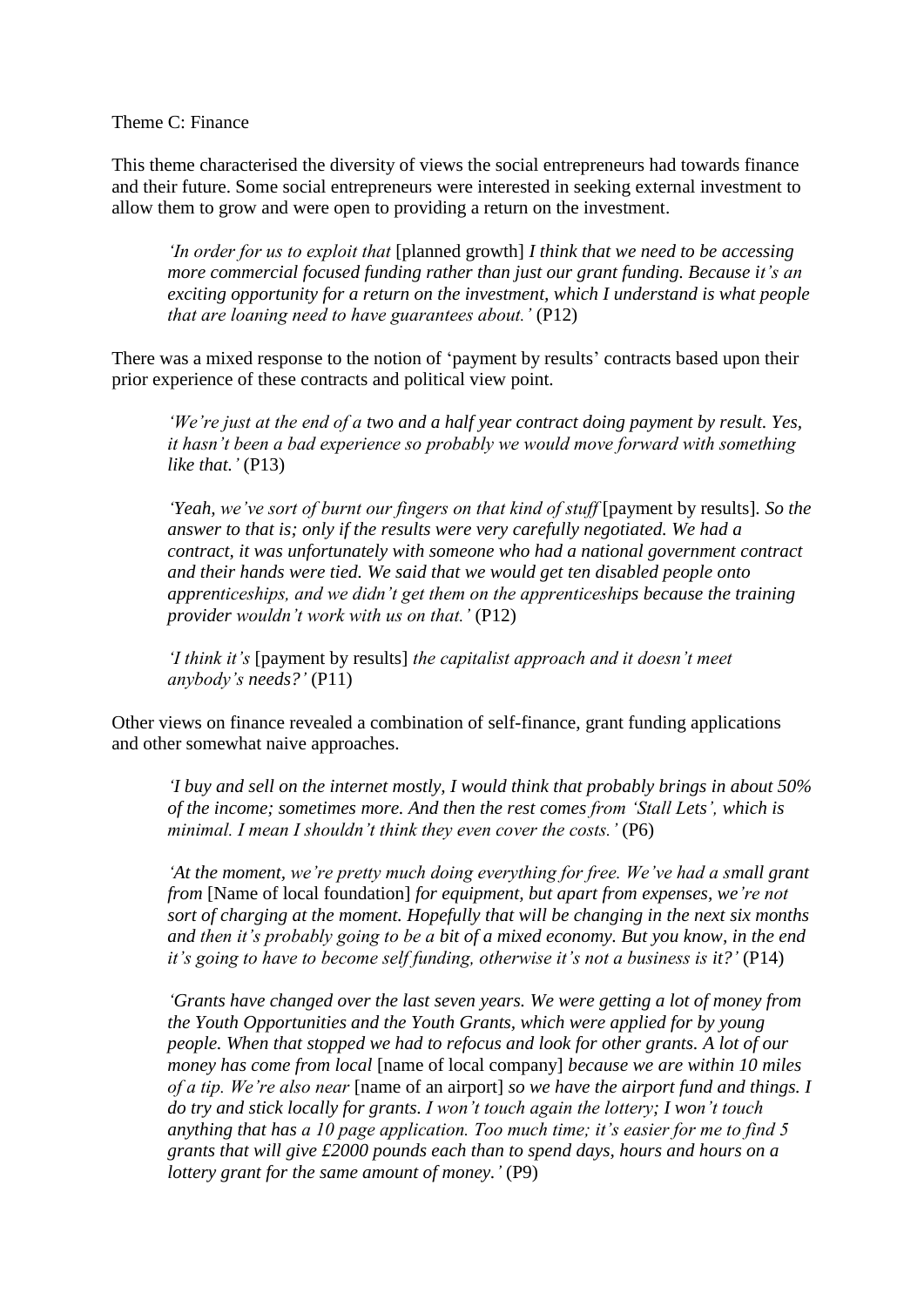Theme C: Finance

This theme characterised the diversity of views the social entrepreneurs had towards finance and their future. Some social entrepreneurs were interested in seeking external investment to allow them to grow and were open to providing a return on the investment.

> *'In order for us to exploit that* [planned growth] *I think that we need to be accessing more commercial focused funding rather than just our grant funding. Because it's an exciting opportunity for a return on the investment, which I understand is what people that are loaning need to have guarantees about.'* (P12)

There was a mixed response to the notion of 'payment by results' contracts based upon their prior experience of these contracts and political view point.

> *'We're just at the end of a two and a half year contract doing payment by result. Yes, it hasn't been a bad experience so probably we would move forward with something like that.'* (P13)

> *'Yeah, we've sort of burnt our fingers on that kind of stuff* [payment by results]. *So the answer to that is; only if the results were very carefully negotiated. We had a contract, it was unfortunately with someone who had a national government contract and their hands were tied. We said that we would get ten disabled people onto apprenticeships, and we didn't get them on the apprenticeships because the training provider wouldn't work with us on that.'* (P12)

> *'I think it's* [payment by results] *the capitalist approach and it doesn't meet anybody's needs?'* (P11)

Other views on finance revealed a combination of self-finance, grant funding applications and other somewhat naive approaches.

> *'I buy and sell on the internet mostly, I would think that probably brings in about 50% of the income; sometimes more. And then the rest comes from 'Stall Lets', which is minimal. I mean I shouldn't think they even cover the costs.'* (P6)

> *'At the moment, we're pretty much doing everything for free. We've had a small grant from* [Name of local foundation] *for equipment, but apart from expenses, we're not sort of charging at the moment. Hopefully that will be changing in the next six months and then it's probably going to be a bit of a mixed economy. But you know, in the end it's going to have to become self funding, otherwise it's not a business is it?'* (P14)

> *'Grants have changed over the last seven years. We were getting a lot of money from the Youth Opportunities and the Youth Grants, which were applied for by young people. When that stopped we had to refocus and look for other grants. A lot of our money has come from local* [name of local company] *because we are within 10 miles of a tip. We're also near* [name of an airport] *so we have the airport fund and things. I do try and stick locally for grants. I won't touch again the lottery; I won't touch anything that has a 10 page application. Too much time; it's easier for me to find 5 grants that will give £2000 pounds each than to spend days, hours and hours on a lottery grant for the same amount of money.'* (P9)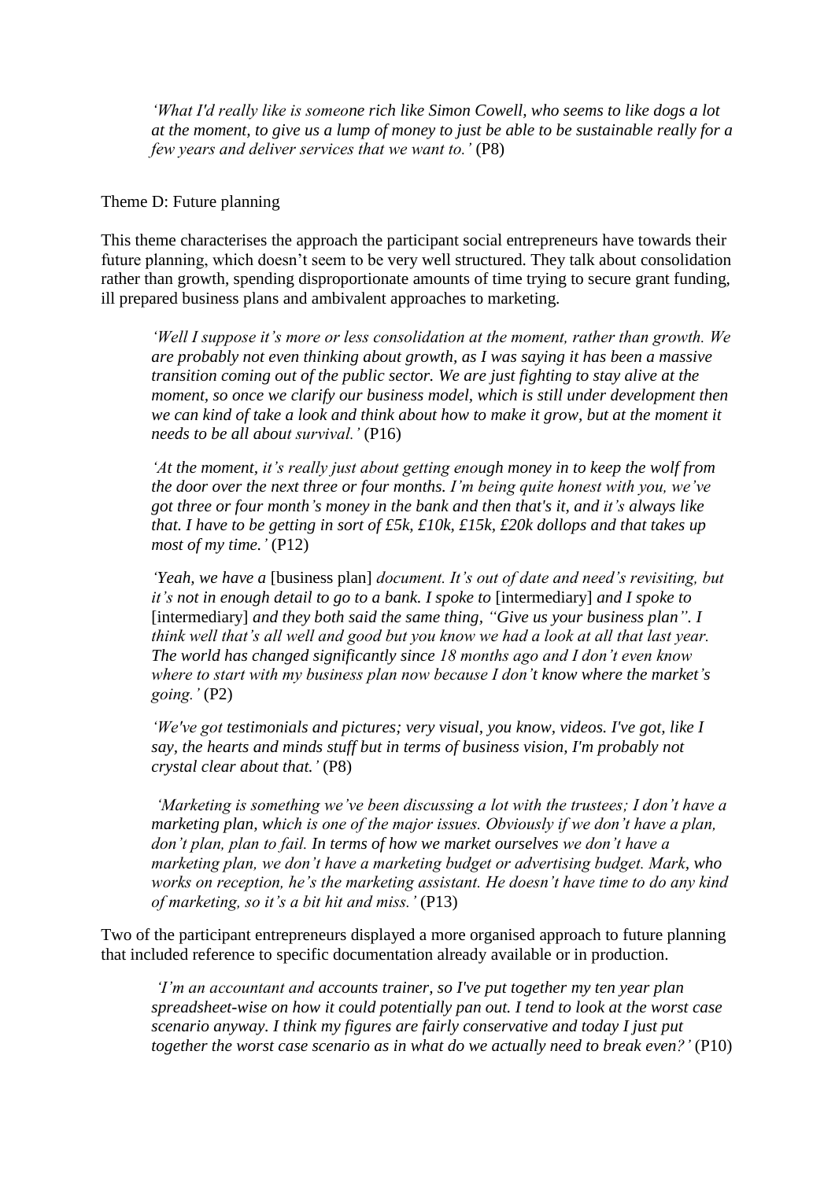> *'What I'd really like is someone rich like Simon Cowell, who seems to like dogs a lot at the moment, to give us a lump of money to just be able to be sustainable really for a few years and deliver services that we want to.'* (P8)

Theme D: Future planning

This theme characterises the approach the participant social entrepreneurs have towards their future planning, which doesn't seem to be very well structured. They talk about consolidation rather than growth, spending disproportionate amounts of time trying to secure grant funding, ill prepared business plans and ambivalent approaches to marketing.

> *'Well I suppose it's more or less consolidation at the moment, rather than growth. We are probably not even thinking about growth, as I was saying it has been a massive transition coming out of the public sector. We are just fighting to stay alive at the moment, so once we clarify our business model, which is still under development then we can kind of take a look and think about how to make it grow, but at the moment it needs to be all about survival.'* (P16)

> *'At the moment, it's really just about getting enough money in to keep the wolf from the door over the next three or four months. I'm being quite honest with you, we've got three or four month's money in the bank and then that's it, and it's always like that. I have to be getting in sort of £5k, £10k, £15k, £20k dollops and that takes up most of my time.'* (P12)

> *'Yeah, we have a* [business plan] *document. It's out of date and need's revisiting, but it's not in enough detail to go to a bank. I spoke to* [intermediary] *and I spoke to* [intermediary] *and they both said the same thing, "Give us your business plan". I think well that's all well and good but you know we had a look at all that last year. The world has changed significantly since 18 months ago and I don't even know where to start with my business plan now because I don't know where the market's going.'* (P2)

> *'We've got testimonials and pictures; very visual, you know, videos. I've got, like I say, the hearts and minds stuff but in terms of business vision, I'm probably not crystal clear about that.'* (P8)

> *'Marketing is something we've been discussing a lot with the trustees; I don't have a marketing plan, which is one of the major issues. Obviously if we don't have a plan, don't plan, plan to fail. In terms of how we market ourselves we don't have a marketing plan, we don't have a marketing budget or advertising budget. Mark, who works on reception, he's the marketing assistant. He doesn't have time to do any kind of marketing, so it's a bit hit and miss.'* (P13)

Two of the participant entrepreneurs displayed a more organised approach to future planning that included reference to specific documentation already available or in production.

> *'I'm an accountant and accounts trainer, so I've put together my ten year plan spreadsheet-wise on how it could potentially pan out. I tend to look at the worst case scenario anyway. I think my figures are fairly conservative and today I just put together the worst case scenario as in what do we actually need to break even?'* (P10)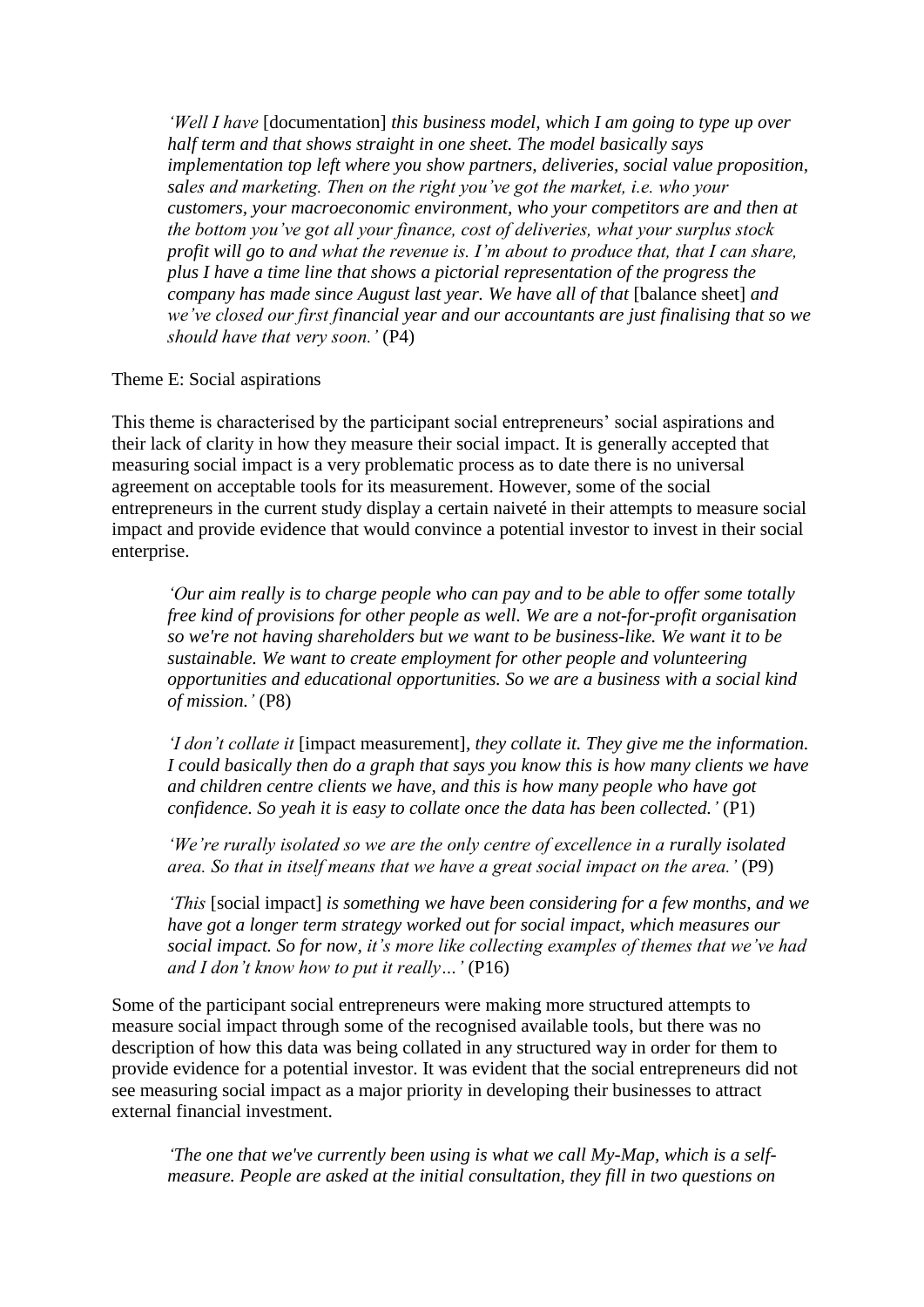> *'Well I have* [documentation] *this business model, which I am going to type up over half term and that shows straight in one sheet. The model basically says implementation top left where you show partners, deliveries, social value proposition, sales and marketing. Then on the right you've got the market, i.e. who your customers, your macroeconomic environment, who your competitors are and then at the bottom you've got all your finance, cost of deliveries, what your surplus stock profit will go to and what the revenue is. I'm about to produce that, that I can share, plus I have a time line that shows a pictorial representation of the progress the company has made since August last year. We have all of that* [balance sheet] *and we've closed our first financial year and our accountants are just finalising that so we should have that very soon.'* (P4)

Theme E: Social aspirations

This theme is characterised by the participant social entrepreneurs' social aspirations and their lack of clarity in how they measure their social impact. It is generally accepted that measuring social impact is a very problematic process as to date there is no universal agreement on acceptable tools for its measurement. However, some of the social entrepreneurs in the current study display a certain naiveté in their attempts to measure social impact and provide evidence that would convince a potential investor to invest in their social enterprise.

> *'Our aim really is to charge people who can pay and to be able to offer some totally free kind of provisions for other people as well. We are a not-for-profit organisation so we're not having shareholders but we want to be business-like. We want it to be sustainable. We want to create employment for other people and volunteering opportunities and educational opportunities. So we are a business with a social kind of mission.'* (P8)

> *'I don't collate it* [impact measurement]*, they collate it. They give me the information. I could basically then do a graph that says you know this is how many clients we have and children centre clients we have, and this is how many people who have got confidence. So yeah it is easy to collate once the data has been collected.'* (P1)

> *'We're rurally isolated so we are the only centre of excellence in a rurally isolated area. So that in itself means that we have a great social impact on the area.'* (P9)

> *'This* [social impact] *is something we have been considering for a few months, and we have got a longer term strategy worked out for social impact, which measures our social impact. So for now, it's more like collecting examples of themes that we've had and I don't know how to put it really…'* (P16)

Some of the participant social entrepreneurs were making more structured attempts to measure social impact through some of the recognised available tools, but there was no description of how this data was being collated in any structured way in order for them to provide evidence for a potential investor. It was evident that the social entrepreneurs did not see measuring social impact as a major priority in developing their businesses to attract external financial investment.

> *'The one that we've currently been using is what we call My-Map, which is a self-measure. People are asked at the initial consultation, they fill in two questions on*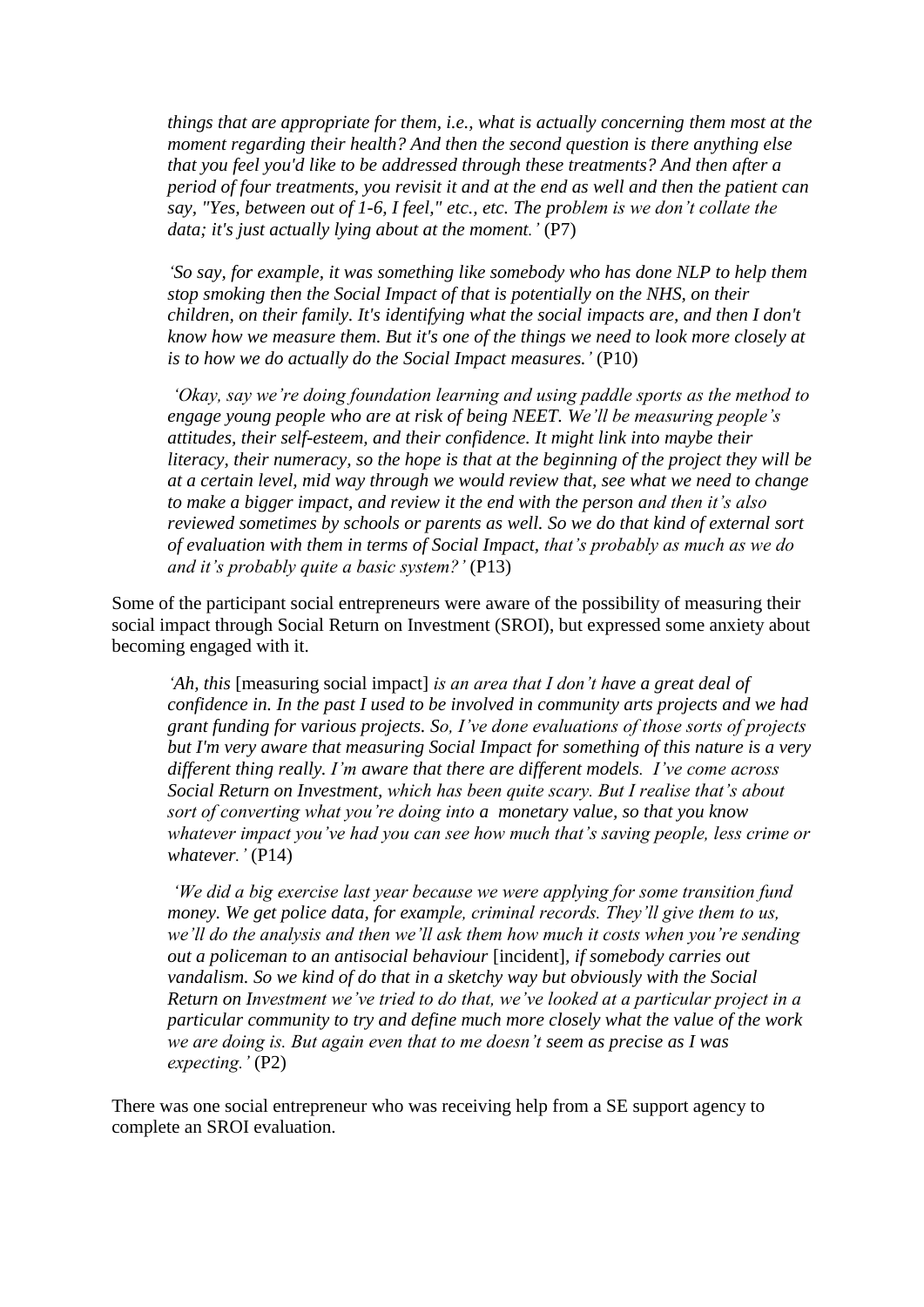*things that are appropriate for them, i.e., what is actually concerning them most at the moment regarding their health? And then the second question is there anything else that you feel you'd like to be addressed through these treatments? And then after a period of four treatments, you revisit it and at the end as well and then the patient can say, "Yes, between out of 1-6, I feel," etc., etc. The problem is we don't collate the data; it's just actually lying about at the moment.'* (P7)

*'So say, for example, it was something like somebody who has done NLP to help them stop smoking then the Social Impact of that is potentially on the NHS, on their children, on their family. It's identifying what the social impacts are, and then I don't know how we measure them. But it's one of the things we need to look more closely at is to how we do actually do the Social Impact measures.'* (P10)

*'Okay, say we're doing foundation learning and using paddle sports as the method to engage young people who are at risk of being NEET. We'll be measuring people's attitudes, their self-esteem, and their confidence. It might link into maybe their literacy, their numeracy, so the hope is that at the beginning of the project they will be at a certain level, mid way through we would review that, see what we need to change to make a bigger impact, and review it the end with the person and then it's also reviewed sometimes by schools or parents as well. So we do that kind of external sort of evaluation with them in terms of Social Impact, that's probably as much as we do and it's probably quite a basic system?'* (P13)

Some of the participant social entrepreneurs were aware of the possibility of measuring their social impact through Social Return on Investment (SROI), but expressed some anxiety about becoming engaged with it.

*'Ah, this* [measuring social impact] *is an area that I don't have a great deal of confidence in. In the past I used to be involved in community arts projects and we had grant funding for various projects. So, I've done evaluations of those sorts of projects but I'm very aware that measuring Social Impact for something of this nature is a very different thing really. I'm aware that there are different models. I've come across Social Return on Investment, which has been quite scary. But I realise that's about sort of converting what you're doing into a monetary value, so that you know whatever impact you've had you can see how much that's saving people, less crime or whatever.'* (P14)

*'We did a big exercise last year because we were applying for some transition fund money. We get police data, for example, criminal records. They'll give them to us, we'll do the analysis and then we'll ask them how much it costs when you're sending out a policeman to an antisocial behaviour* [incident], *if somebody carries out vandalism. So we kind of do that in a sketchy way but obviously with the Social Return on Investment we've tried to do that, we've looked at a particular project in a particular community to try and define much more closely what the value of the work we are doing is. But again even that to me doesn't seem as precise as I was expecting.'* (P2)

There was one social entrepreneur who was receiving help from a SE support agency to complete an SROI evaluation.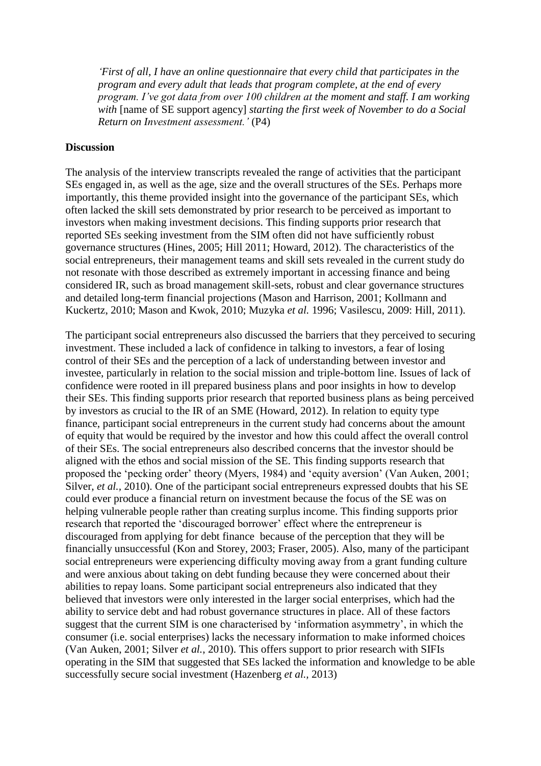*'First of all, I have an online questionnaire that every child that participates in the program and every adult that leads that program complete, at the end of every program. I've got data from over 100 children at the moment and staff. I am working with* [name of SE support agency] *starting the first week of November to do a Social Return on Investment assessment.'* (P4)

**Discussion**

The analysis of the interview transcripts revealed the range of activities that the participant SEs engaged in, as well as the age, size and the overall structures of the SEs. Perhaps more importantly, this theme provided insight into the governance of the participant SEs, which often lacked the skill sets demonstrated by prior research to be perceived as important to investors when making investment decisions. This finding supports prior research that reported SEs seeking investment from the SIM often did not have sufficiently robust governance structures (Hines, 2005; Hill 2011; Howard, 2012). The characteristics of the social entrepreneurs, their management teams and skill sets revealed in the current study do not resonate with those described as extremely important in accessing finance and being considered IR, such as broad management skill-sets, robust and clear governance structures and detailed long-term financial projections (Mason and Harrison, 2001; Kollmann and Kuckertz, 2010; Mason and Kwok, 2010; Muzyka *et al.* 1996; Vasilescu, 2009: Hill, 2011).

The participant social entrepreneurs also discussed the barriers that they perceived to securing investment. These included a lack of confidence in talking to investors, a fear of losing control of their SEs and the perception of a lack of understanding between investor and investee, particularly in relation to the social mission and triple-bottom line. Issues of lack of confidence were rooted in ill prepared business plans and poor insights in how to develop their SEs. This finding supports prior research that reported business plans as being perceived by investors as crucial to the IR of an SME (Howard, 2012). In relation to equity type finance, participant social entrepreneurs in the current study had concerns about the amount of equity that would be required by the investor and how this could affect the overall control of their SEs. The social entrepreneurs also described concerns that the investor should be aligned with the ethos and social mission of the SE. This finding supports research that proposed the 'pecking order' theory (Myers, 1984) and 'equity aversion' (Van Auken, 2001; Silver, *et al.,* 2010). One of the participant social entrepreneurs expressed doubts that his SE could ever produce a financial return on investment because the focus of the SE was on helping vulnerable people rather than creating surplus income. This finding supports prior research that reported the 'discouraged borrower' effect where the entrepreneur is discouraged from applying for debt finance because of the perception that they will be financially unsuccessful (Kon and Storey, 2003; Fraser, 2005). Also, many of the participant social entrepreneurs were experiencing difficulty moving away from a grant funding culture and were anxious about taking on debt funding because they were concerned about their abilities to repay loans. Some participant social entrepreneurs also indicated that they believed that investors were only interested in the larger social enterprises, which had the ability to service debt and had robust governance structures in place. All of these factors suggest that the current SIM is one characterised by 'information asymmetry', in which the consumer (i.e. social enterprises) lacks the necessary information to make informed choices (Van Auken, 2001; Silver *et al.,* 2010). This offers support to prior research with SIFIs operating in the SIM that suggested that SEs lacked the information and knowledge to be able successfully secure social investment (Hazenberg *et al.,* 2013)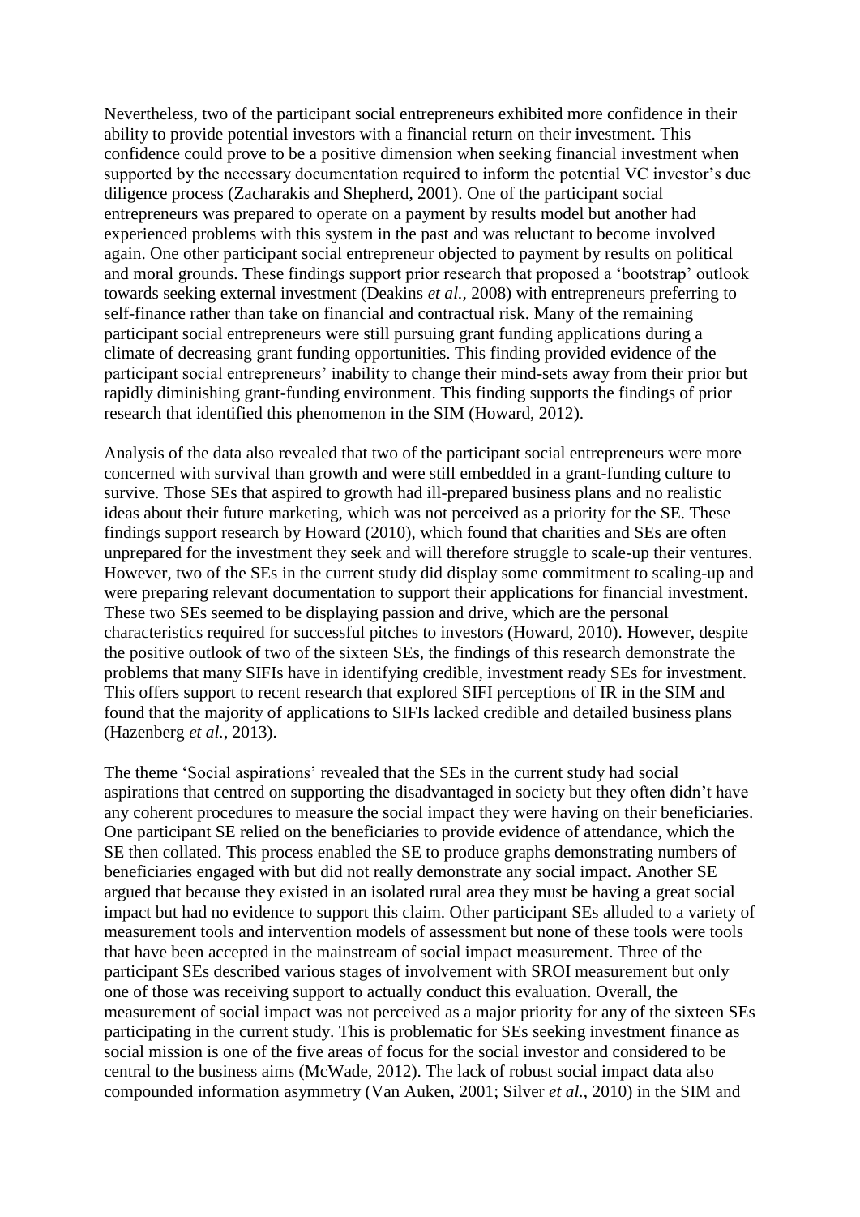Nevertheless, two of the participant social entrepreneurs exhibited more confidence in their ability to provide potential investors with a financial return on their investment. This confidence could prove to be a positive dimension when seeking financial investment when supported by the necessary documentation required to inform the potential VC investor's due diligence process (Zacharakis and Shepherd, 2001). One of the participant social entrepreneurs was prepared to operate on a payment by results model but another had experienced problems with this system in the past and was reluctant to become involved again. One other participant social entrepreneur objected to payment by results on political and moral grounds. These findings support prior research that proposed a 'bootstrap' outlook towards seeking external investment (Deakins *et al.*, 2008) with entrepreneurs preferring to self-finance rather than take on financial and contractual risk. Many of the remaining participant social entrepreneurs were still pursuing grant funding applications during a climate of decreasing grant funding opportunities. This finding provided evidence of the participant social entrepreneurs' inability to change their mind-sets away from their prior but rapidly diminishing grant-funding environment. This finding supports the findings of prior research that identified this phenomenon in the SIM (Howard, 2012).

Analysis of the data also revealed that two of the participant social entrepreneurs were more concerned with survival than growth and were still embedded in a grant-funding culture to survive. Those SEs that aspired to growth had ill-prepared business plans and no realistic ideas about their future marketing, which was not perceived as a priority for the SE. These findings support research by Howard (2010), which found that charities and SEs are often unprepared for the investment they seek and will therefore struggle to scale-up their ventures. However, two of the SEs in the current study did display some commitment to scaling-up and were preparing relevant documentation to support their applications for financial investment. These two SEs seemed to be displaying passion and drive, which are the personal characteristics required for successful pitches to investors (Howard, 2010). However, despite the positive outlook of two of the sixteen SEs, the findings of this research demonstrate the problems that many SIFIs have in identifying credible, investment ready SEs for investment. This offers support to recent research that explored SIFI perceptions of IR in the SIM and found that the majority of applications to SIFIs lacked credible and detailed business plans (Hazenberg *et al.*, 2013).

The theme 'Social aspirations' revealed that the SEs in the current study had social aspirations that centred on supporting the disadvantaged in society but they often didn't have any coherent procedures to measure the social impact they were having on their beneficiaries. One participant SE relied on the beneficiaries to provide evidence of attendance, which the SE then collated. This process enabled the SE to produce graphs demonstrating numbers of beneficiaries engaged with but did not really demonstrate any social impact. Another SE argued that because they existed in an isolated rural area they must be having a great social impact but had no evidence to support this claim. Other participant SEs alluded to a variety of measurement tools and intervention models of assessment but none of these tools were tools that have been accepted in the mainstream of social impact measurement. Three of the participant SEs described various stages of involvement with SROI measurement but only one of those was receiving support to actually conduct this evaluation. Overall, the measurement of social impact was not perceived as a major priority for any of the sixteen SEs participating in the current study. This is problematic for SEs seeking investment finance as social mission is one of the five areas of focus for the social investor and considered to be central to the business aims (McWade, 2012). The lack of robust social impact data also compounded information asymmetry (Van Auken, 2001; Silver *et al.*, 2010) in the SIM and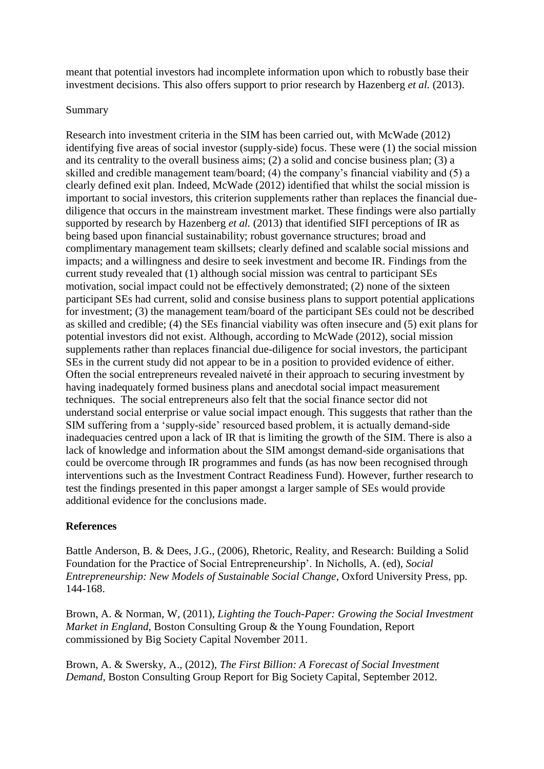meant that potential investors had incomplete information upon which to robustly base their investment decisions. This also offers support to prior research by Hazenberg *et al.* (2013).

Summary

Research into investment criteria in the SIM has been carried out, with McWade (2012) identifying five areas of social investor (supply-side) focus. These were (1) the social mission and its centrality to the overall business aims; (2) a solid and concise business plan; (3) a skilled and credible management team/board; (4) the company's financial viability and (5) a clearly defined exit plan. Indeed, McWade (2012) identified that whilst the social mission is important to social investors, this criterion supplements rather than replaces the financial due-diligence that occurs in the mainstream investment market. These findings were also partially supported by research by Hazenberg *et al.* (2013) that identified SIFI perceptions of IR as being based upon financial sustainability; robust governance structures; broad and complimentary management team skillsets; clearly defined and scalable social missions and impacts; and a willingness and desire to seek investment and become IR. Findings from the current study revealed that (1) although social mission was central to participant SEs motivation, social impact could not be effectively demonstrated; (2) none of the sixteen participant SEs had current, solid and consise business plans to support potential applications for investment; (3) the management team/board of the participant SEs could not be described as skilled and credible; (4) the SEs financial viability was often insecure and (5) exit plans for potential investors did not exist. Although, according to McWade (2012), social mission supplements rather than replaces financial due-diligence for social investors, the participant SEs in the current study did not appear to be in a position to provided evidence of either. Often the social entrepreneurs revealed naiveté in their approach to securing investment by having inadequately formed business plans and anecdotal social impact measurement techniques. The social entrepreneurs also felt that the social finance sector did not understand social enterprise or value social impact enough. This suggests that rather than the SIM suffering from a 'supply-side' resourced based problem, it is actually demand-side inadequacies centred upon a lack of IR that is limiting the growth of the SIM. There is also a lack of knowledge and information about the SIM amongst demand-side organisations that could be overcome through IR programmes and funds (as has now been recognised through interventions such as the Investment Contract Readiness Fund). However, further research to test the findings presented in this paper amongst a larger sample of SEs would provide additional evidence for the conclusions made.

**References**

Battle Anderson, B. & Dees, J.G., (2006), Rhetoric, Reality, and Research: Building a Solid Foundation for the Practice of Social Entrepreneurship'. In Nicholls, A. (ed), *Social Entrepreneurship: New Models of Sustainable Social Change*, Oxford University Press, pp. 144-168.

Brown, A. & Norman, W, (2011), *Lighting the Touch-Paper: Growing the Social Investment Market in England*, Boston Consulting Group & the Young Foundation, Report commissioned by Big Society Capital November 2011.

Brown, A. & Swersky, A., (2012), *The First Billion: A Forecast of Social Investment Demand*, Boston Consulting Group Report for Big Society Capital, September 2012.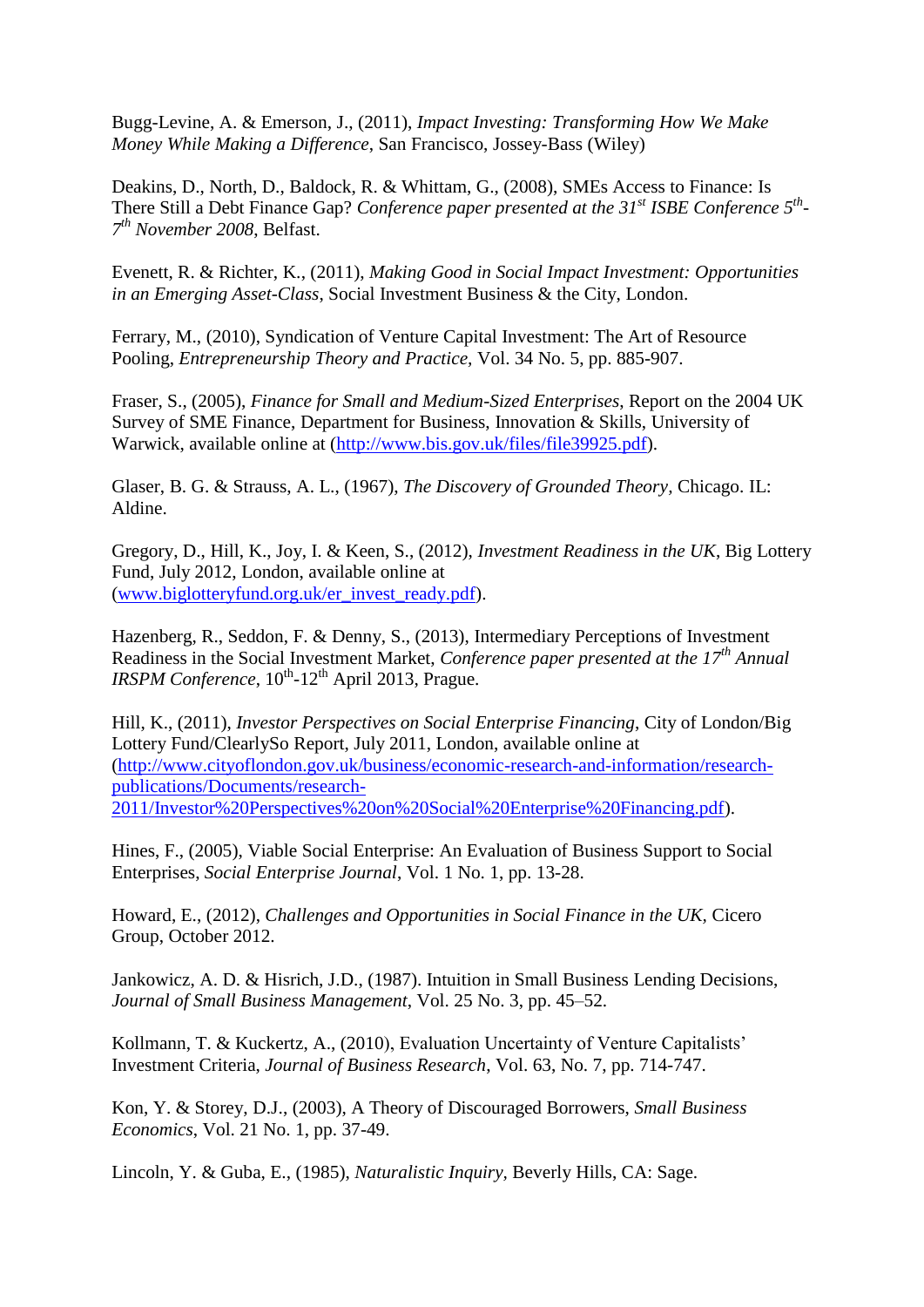Bugg-Levine, A. & Emerson, J., (2011), *Impact Investing: Transforming How We Make Money While Making a Difference*, San Francisco, Jossey-Bass (Wiley)

Deakins, D., North, D., Baldock, R. & Whittam, G., (2008), SMEs Access to Finance: Is There Still a Debt Finance Gap? *Conference paper presented at the 31st ISBE Conference 5th-7th November 2008*, Belfast.

Evenett, R. & Richter, K., (2011), *Making Good in Social Impact Investment: Opportunities in an Emerging Asset-Class*, Social Investment Business & the City, London.

Ferrary, M., (2010), Syndication of Venture Capital Investment: The Art of Resource Pooling, *Entrepreneurship Theory and Practice*, Vol. 34 No. 5, pp. 885-907.

Fraser, S., (2005), *Finance for Small and Medium-Sized Enterprises*, Report on the 2004 UK Survey of SME Finance, Department for Business, Innovation & Skills, University of Warwick, available online at (http://www.bis.gov.uk/files/file39925.pdf).

Glaser, B. G. & Strauss, A. L., (1967), *The Discovery of Grounded Theory*, Chicago. IL: Aldine.

Gregory, D., Hill, K., Joy, I. & Keen, S., (2012), *Investment Readiness in the UK*, Big Lottery Fund, July 2012, London, available online at (www.biglotteryfund.org.uk/er_invest_ready.pdf).

Hazenberg, R., Seddon, F. & Denny, S., (2013), Intermediary Perceptions of Investment Readiness in the Social Investment Market, *Conference paper presented at the 17th Annual IRSPM Conference*, 10th-12th April 2013, Prague.

Hill, K., (2011), *Investor Perspectives on Social Enterprise Financing*, City of London/Big Lottery Fund/ClearlySo Report, July 2011, London, available online at (http://www.cityoflondon.gov.uk/business/economic-research-and-information/research-publications/Documents/research-2011/Investor%20Perspectives%20on%20Social%20Enterprise%20Financing.pdf).

Hines, F., (2005), Viable Social Enterprise: An Evaluation of Business Support to Social Enterprises, *Social Enterprise Journal*, Vol. 1 No. 1, pp. 13-28.

Howard, E., (2012), *Challenges and Opportunities in Social Finance in the UK*, Cicero Group, October 2012.

Jankowicz, A. D. & Hisrich, J.D., (1987). Intuition in Small Business Lending Decisions, *Journal of Small Business Management*, Vol. 25 No. 3, pp. 45–52.

Kollmann, T. & Kuckertz, A., (2010), Evaluation Uncertainty of Venture Capitalists' Investment Criteria, *Journal of Business Research*, Vol. 63, No. 7, pp. 714-747.

Kon, Y. & Storey, D.J., (2003), A Theory of Discouraged Borrowers, *Small Business Economics*, Vol. 21 No. 1, pp. 37-49.

Lincoln, Y. & Guba, E., (1985), *Naturalistic Inquiry*, Beverly Hills, CA: Sage.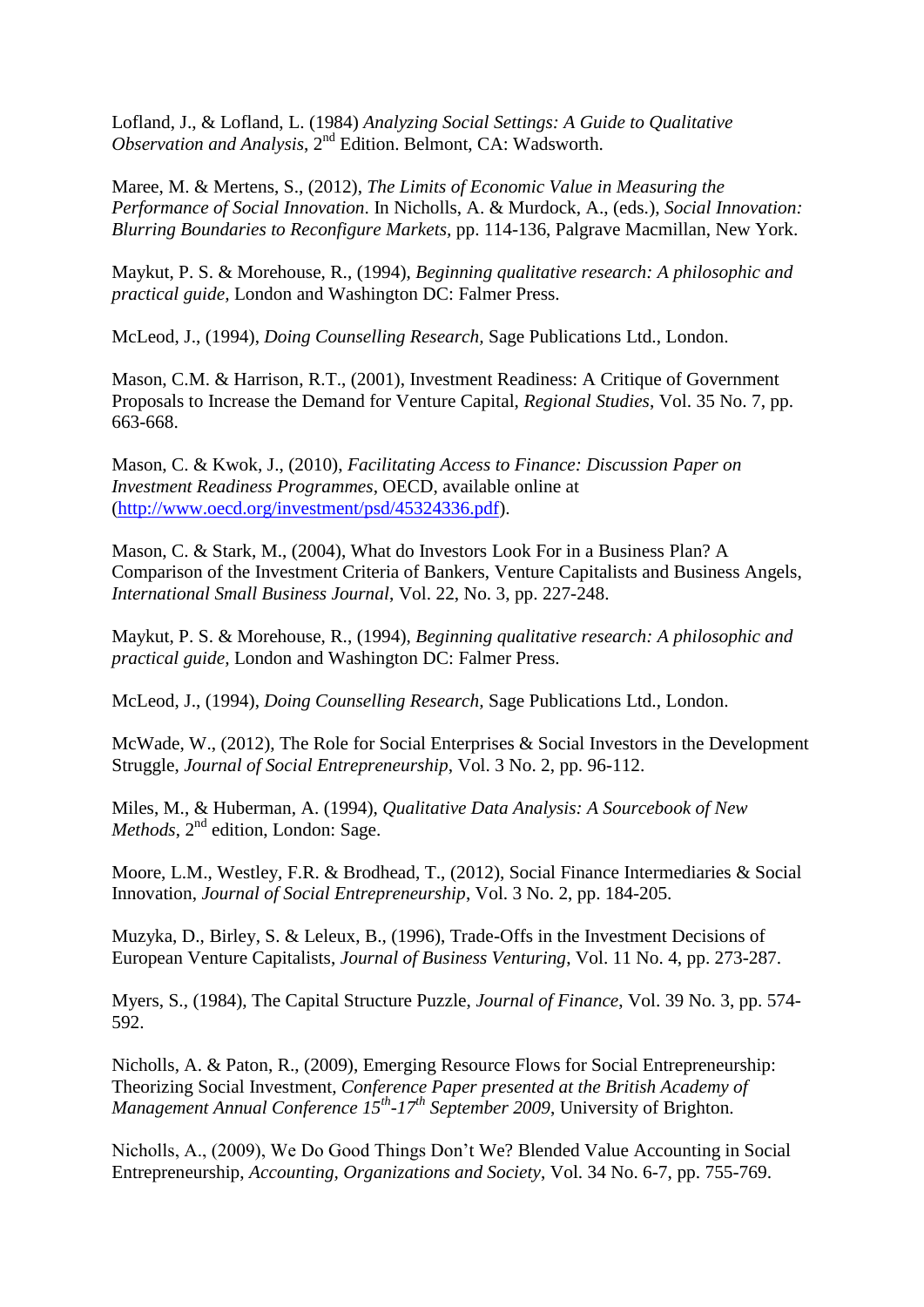Lofland, J., & Lofland, L. (1984) *Analyzing Social Settings: A Guide to Qualitative Observation and Analysis*, 2nd Edition. Belmont, CA: Wadsworth.

Maree, M. & Mertens, S., (2012), *The Limits of Economic Value in Measuring the Performance of Social Innovation*. In Nicholls, A. & Murdock, A., (eds.), *Social Innovation: Blurring Boundaries to Reconfigure Markets*, pp. 114-136, Palgrave Macmillan, New York.

Maykut, P. S. & Morehouse, R., (1994), *Beginning qualitative research: A philosophic and practical guide,* London and Washington DC: Falmer Press.

McLeod, J., (1994), *Doing Counselling Research,* Sage Publications Ltd., London.

Mason, C.M. & Harrison, R.T., (2001), Investment Readiness: A Critique of Government Proposals to Increase the Demand for Venture Capital, *Regional Studies*, Vol. 35 No. 7, pp. 663-668.

Mason, C. & Kwok, J., (2010), *Facilitating Access to Finance: Discussion Paper on Investment Readiness Programmes*, OECD, available online at (http://www.oecd.org/investment/psd/45324336.pdf).

Mason, C. & Stark, M., (2004), What do Investors Look For in a Business Plan? A Comparison of the Investment Criteria of Bankers, Venture Capitalists and Business Angels, *International Small Business Journal*, Vol. 22, No. 3, pp. 227-248.

Maykut, P. S. & Morehouse, R., (1994), *Beginning qualitative research: A philosophic and practical guide,* London and Washington DC: Falmer Press.

McLeod, J., (1994), *Doing Counselling Research,* Sage Publications Ltd., London.

McWade, W., (2012), The Role for Social Enterprises & Social Investors in the Development Struggle, *Journal of Social Entrepreneurship*, Vol. 3 No. 2, pp. 96-112.

Miles, M., & Huberman, A. (1994), *Qualitative Data Analysis: A Sourcebook of New Methods*, 2nd edition, London: Sage.

Moore, L.M., Westley, F.R. & Brodhead, T., (2012), Social Finance Intermediaries & Social Innovation, *Journal of Social Entrepreneurship*, Vol. 3 No. 2, pp. 184-205.

Muzyka, D., Birley, S. & Leleux, B., (1996), Trade-Offs in the Investment Decisions of European Venture Capitalists, *Journal of Business Venturing*, Vol. 11 No. 4, pp. 273-287.

Myers, S., (1984), The Capital Structure Puzzle, *Journal of Finance*, Vol. 39 No. 3, pp. 574-592.

Nicholls, A. & Paton, R., (2009), Emerging Resource Flows for Social Entrepreneurship: Theorizing Social Investment, *Conference Paper presented at the British Academy of Management Annual Conference 15th-17th September 2009*, University of Brighton.

Nicholls, A., (2009), We Do Good Things Don't We? Blended Value Accounting in Social Entrepreneurship, *Accounting, Organizations and Society*, Vol. 34 No. 6-7, pp. 755-769.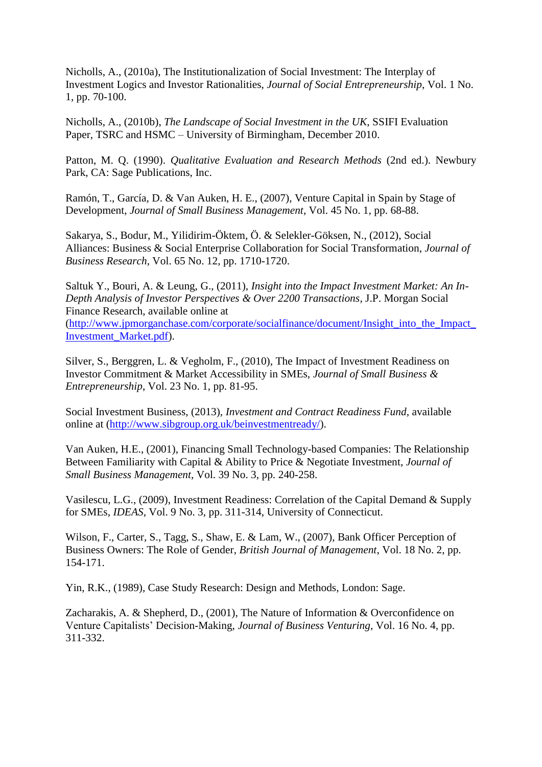Nicholls, A., (2010a), The Institutionalization of Social Investment: The Interplay of Investment Logics and Investor Rationalities, *Journal of Social Entrepreneurship*, Vol. 1 No. 1, pp. 70-100.

Nicholls, A., (2010b), *The Landscape of Social Investment in the UK*, SSIFI Evaluation Paper, TSRC and HSMC – University of Birmingham, December 2010.

Patton, M. Q. (1990). *Qualitative Evaluation and Research Methods* (2nd ed.). Newbury Park, CA: Sage Publications, Inc.

Ramón, T., García, D. & Van Auken, H. E., (2007), Venture Capital in Spain by Stage of Development, *Journal of Small Business Management*, Vol. 45 No. 1, pp. 68-88.

Sakarya, S., Bodur, M., Yilidirim-Öktem, Ö. & Selekler-Göksen, N., (2012), Social Alliances: Business & Social Enterprise Collaboration for Social Transformation, *Journal of Business Research*, Vol. 65 No. 12, pp. 1710-1720.

Saltuk Y., Bouri, A. & Leung, G., (2011), *Insight into the Impact Investment Market: An In-Depth Analysis of Investor Perspectives & Over 2200 Transactions*, J.P. Morgan Social Finance Research, available online at (http://www.jpmorganchase.com/corporate/socialfinance/document/Insight_into_the_Impact_Investment_Market.pdf).

Silver, S., Berggren, L. & Vegholm, F., (2010), The Impact of Investment Readiness on Investor Commitment & Market Accessibility in SMEs, *Journal of Small Business & Entrepreneurship*, Vol. 23 No. 1, pp. 81-95.

Social Investment Business, (2013), *Investment and Contract Readiness Fund*, available online at (http://www.sibgroup.org.uk/beinvestmentready/).

Van Auken, H.E., (2001), Financing Small Technology-based Companies: The Relationship Between Familiarity with Capital & Ability to Price & Negotiate Investment, *Journal of Small Business Management*, Vol. 39 No. 3, pp. 240-258.

Vasilescu, L.G., (2009), Investment Readiness: Correlation of the Capital Demand & Supply for SMEs, *IDEAS*, Vol. 9 No. 3, pp. 311-314, University of Connecticut.

Wilson, F., Carter, S., Tagg, S., Shaw, E. & Lam, W., (2007), Bank Officer Perception of Business Owners: The Role of Gender, *British Journal of Management*, Vol. 18 No. 2, pp. 154-171.

Yin, R.K., (1989), Case Study Research: Design and Methods, London: Sage.

Zacharakis, A. & Shepherd, D., (2001), The Nature of Information & Overconfidence on Venture Capitalists' Decision-Making, *Journal of Business Venturing*, Vol. 16 No. 4, pp. 311-332.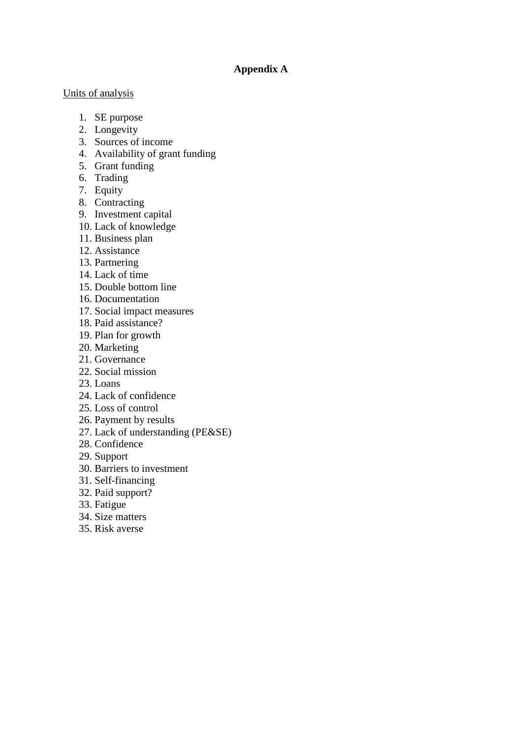# Appendix A

Units of analysis

1. SE purpose
2. Longevity
3. Sources of income
4. Availability of grant funding
5. Grant funding
6. Trading
7. Equity
8. Contracting
9. Investment capital
10. Lack of knowledge
11. Business plan
12. Assistance
13. Partnering
14. Lack of time
15. Double bottom line
16. Documentation
17. Social impact measures
18. Paid assistance?
19. Plan for growth
20. Marketing
21. Governance
22. Social mission
23. Loans
24. Lack of confidence
25. Loss of control
26. Payment by results
27. Lack of understanding (PE&SE)
28. Confidence
29. Support
30. Barriers to investment
31. Self-financing
32. Paid support?
33. Fatigue
34. Size matters
35. Risk averse